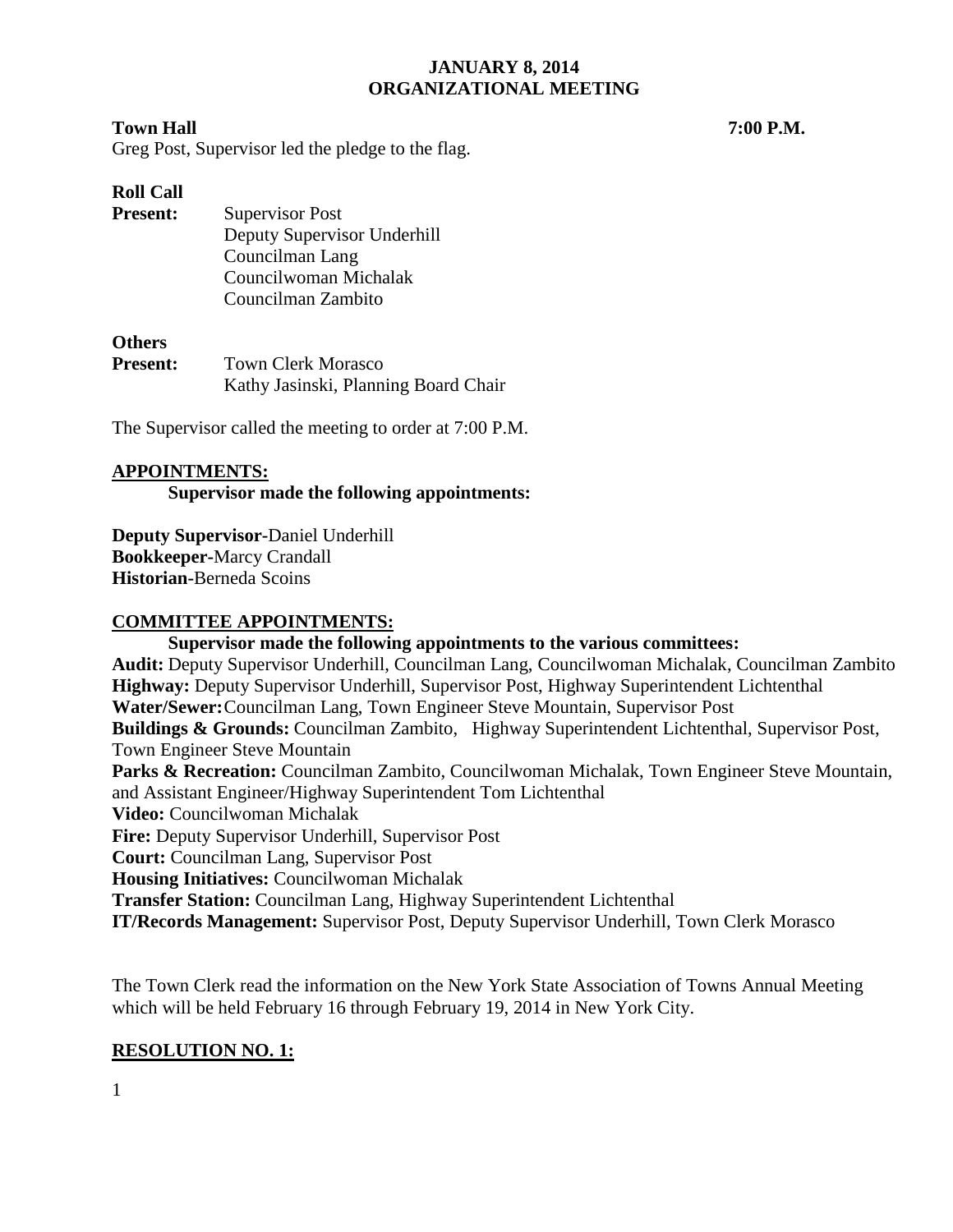**JANUARY 8, 2014**
**ORGANIZATIONAL MEETING**

**Town Hall** **7:00 P.M.**

Greg Post, Supervisor led the pledge to the flag.

**Roll Call**

**Present:** Supervisor Post
Deputy Supervisor Underhill
Councilman Lang
Councilwoman Michalak
Councilman Zambito

**Others**

**Present:** Town Clerk Morasco
Kathy Jasinski, Planning Board Chair

The Supervisor called the meeting to order at 7:00 P.M.

**APPOINTMENTS:**

**Supervisor made the following appointments:**

**Deputy Supervisor**-Daniel Underhill
**Bookkeeper**-Marcy Crandall
**Historian**-Berneda Scoins

**COMMITTEE APPOINTMENTS:**

**Supervisor made the following appointments to the various committees:**

**Audit:** Deputy Supervisor Underhill, Councilman Lang, Councilwoman Michalak, Councilman Zambito
**Highway:** Deputy Supervisor Underhill, Supervisor Post, Highway Superintendent Lichtenthal
**Water/Sewer:** Councilman Lang, Town Engineer Steve Mountain, Supervisor Post
**Buildings & Grounds:** Councilman Zambito, Highway Superintendent Lichtenthal, Supervisor Post, Town Engineer Steve Mountain
**Parks & Recreation:** Councilman Zambito, Councilwoman Michalak, Town Engineer Steve Mountain, and Assistant Engineer/Highway Superintendent Tom Lichtenthal
**Video:** Councilwoman Michalak
**Fire:** Deputy Supervisor Underhill, Supervisor Post
**Court:** Councilman Lang, Supervisor Post
**Housing Initiatives:** Councilwoman Michalak
**Transfer Station:** Councilman Lang, Highway Superintendent Lichtenthal
**IT/Records Management:** Supervisor Post, Deputy Supervisor Underhill, Town Clerk Morasco

The Town Clerk read the information on the New York State Association of Towns Annual Meeting which will be held February 16 through February 19, 2014 in New York City.

**RESOLUTION NO. 1:**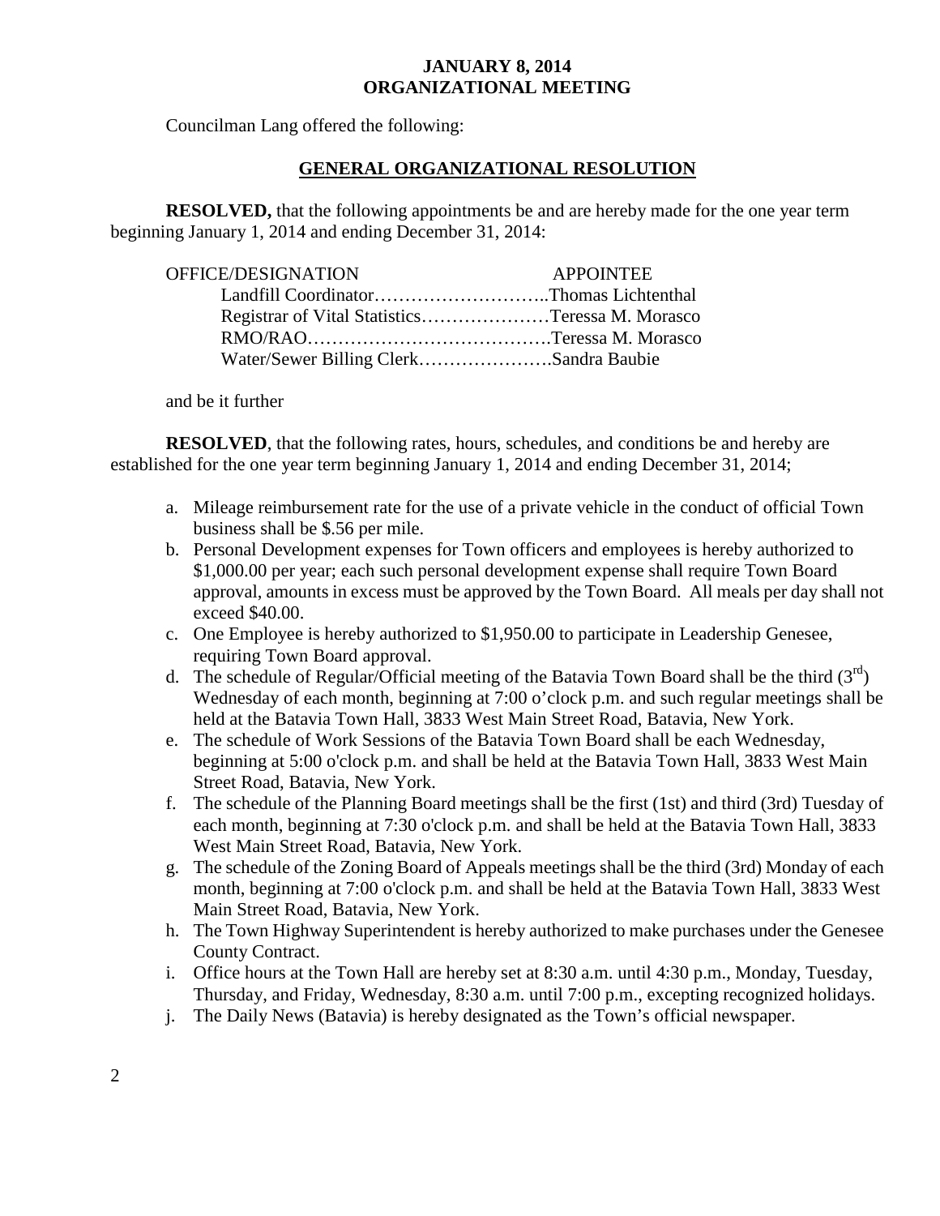**JANUARY 8, 2014**
**ORGANIZATIONAL MEETING**

Councilman Lang offered the following:

## GENERAL ORGANIZATIONAL RESOLUTION

**RESOLVED,** that the following appointments be and are hereby made for the one year term beginning January 1, 2014 and ending December 31, 2014:

| OFFICE/DESIGNATION | APPOINTEE |
|---|---|
| Landfill Coordinator | Thomas Lichtenthal |
| Registrar of Vital Statistics | Teressa M. Morasco |
| RMO/RAO | Teressa M. Morasco |
| Water/Sewer Billing Clerk | Sandra Baubie |

and be it further

**RESOLVED**, that the following rates, hours, schedules, and conditions be and hereby are established for the one year term beginning January 1, 2014 and ending December 31, 2014;

a. Mileage reimbursement rate for the use of a private vehicle in the conduct of official Town business shall be $.56 per mile.
b. Personal Development expenses for Town officers and employees is hereby authorized to $1,000.00 per year; each such personal development expense shall require Town Board approval, amounts in excess must be approved by the Town Board. All meals per day shall not exceed $40.00.
c. One Employee is hereby authorized to $1,950.00 to participate in Leadership Genesee, requiring Town Board approval.
d. The schedule of Regular/Official meeting of the Batavia Town Board shall be the third (3rd) Wednesday of each month, beginning at 7:00 o'clock p.m. and such regular meetings shall be held at the Batavia Town Hall, 3833 West Main Street Road, Batavia, New York.
e. The schedule of Work Sessions of the Batavia Town Board shall be each Wednesday, beginning at 5:00 o'clock p.m. and shall be held at the Batavia Town Hall, 3833 West Main Street Road, Batavia, New York.
f. The schedule of the Planning Board meetings shall be the first (1st) and third (3rd) Tuesday of each month, beginning at 7:30 o'clock p.m. and shall be held at the Batavia Town Hall, 3833 West Main Street Road, Batavia, New York.
g. The schedule of the Zoning Board of Appeals meetings shall be the third (3rd) Monday of each month, beginning at 7:00 o'clock p.m. and shall be held at the Batavia Town Hall, 3833 West Main Street Road, Batavia, New York.
h. The Town Highway Superintendent is hereby authorized to make purchases under the Genesee County Contract.
i. Office hours at the Town Hall are hereby set at 8:30 a.m. until 4:30 p.m., Monday, Tuesday, Thursday, and Friday, Wednesday, 8:30 a.m. until 7:00 p.m., excepting recognized holidays.
j. The Daily News (Batavia) is hereby designated as the Town's official newspaper.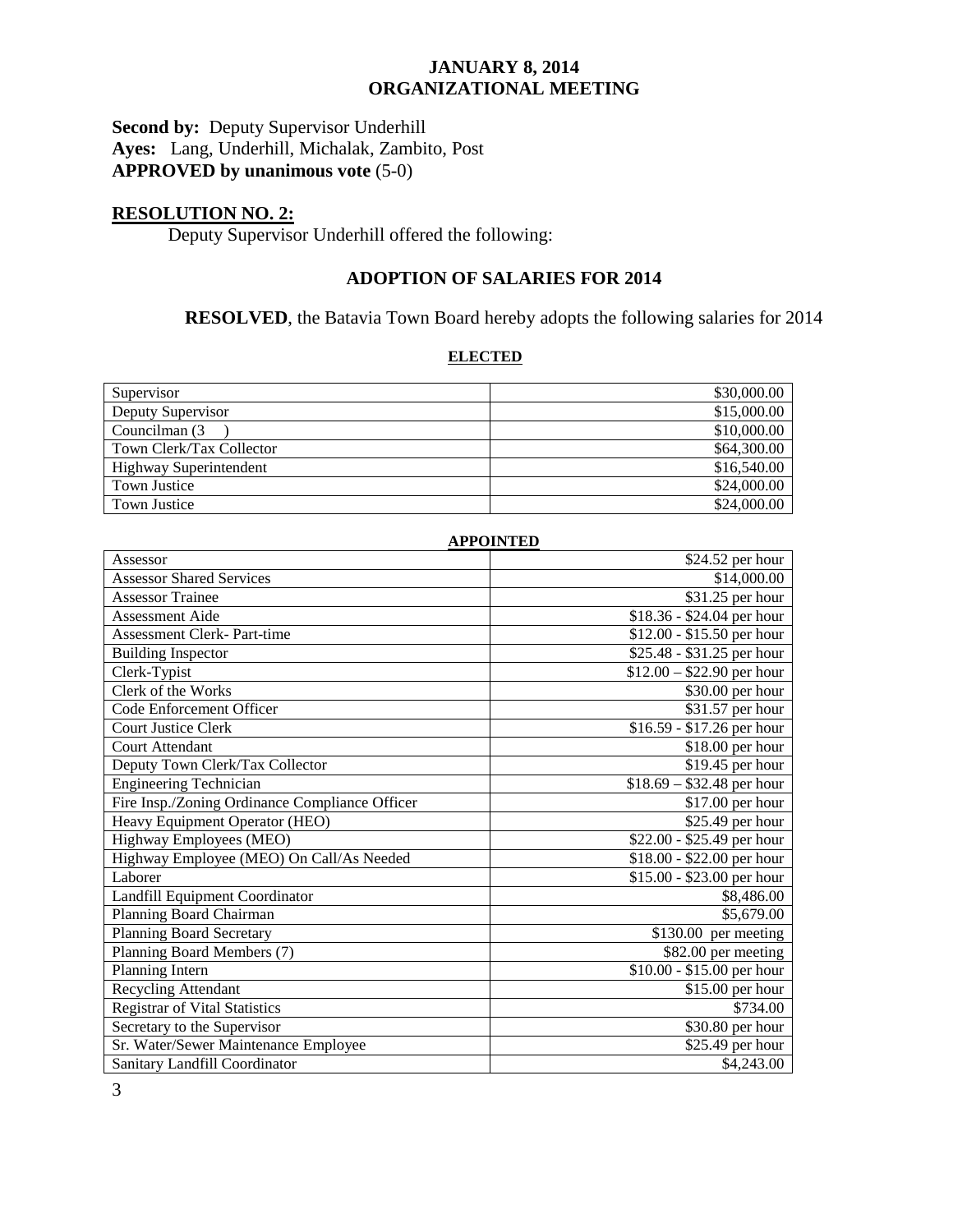**Second by:** Deputy Supervisor Underhill
**Ayes:** Lang, Underhill, Michalak, Zambito, Post
**APPROVED by unanimous vote** (5-0)

## RESOLUTION NO. 2:

Deputy Supervisor Underhill offered the following:

### ADOPTION OF SALARIES FOR 2014

**RESOLVED**, the Batavia Town Board hereby adopts the following salaries for 2014

**ELECTED**

| | |
|---|---|
| Supervisor | \$30,000.00 |
| Deputy Supervisor | \$15,000.00 |
| Councilman (3 ) | \$10,000.00 |
| Town Clerk/Tax Collector | \$64,300.00 |
| Highway Superintendent | \$16,540.00 |
| Town Justice | \$24,000.00 |
| Town Justice | \$24,000.00 |

**APPOINTED**

| | |
|---|---|
| Assessor | \$24.52 per hour |
| Assessor Shared Services | \$14,000.00 |
| Assessor Trainee | \$31.25 per hour |
| Assessment Aide | \$18.36 - \$24.04 per hour |
| Assessment Clerk- Part-time | \$12.00 - \$15.50 per hour |
| Building Inspector | \$25.48 - \$31.25 per hour |
| Clerk-Typist | \$12.00 – \$22.90 per hour |
| Clerk of the Works | \$30.00 per hour |
| Code Enforcement Officer | \$31.57 per hour |
| Court Justice Clerk | \$16.59 - \$17.26 per hour |
| Court Attendant | \$18.00 per hour |
| Deputy Town Clerk/Tax Collector | \$19.45 per hour |
| Engineering Technician | \$18.69 – \$32.48 per hour |
| Fire Insp./Zoning Ordinance Compliance Officer | \$17.00 per hour |
| Heavy Equipment Operator (HEO) | \$25.49 per hour |
| Highway Employees (MEO) | \$22.00 - \$25.49 per hour |
| Highway Employee (MEO) On Call/As Needed | \$18.00 - \$22.00 per hour |
| Laborer | \$15.00 - \$23.00 per hour |
| Landfill Equipment Coordinator | \$8,486.00 |
| Planning Board Chairman | \$5,679.00 |
| Planning Board Secretary | \$130.00 per meeting |
| Planning Board Members (7) | \$82.00 per meeting |
| Planning Intern | \$10.00 - \$15.00 per hour |
| Recycling Attendant | \$15.00 per hour |
| Registrar of Vital Statistics | \$734.00 |
| Secretary to the Supervisor | \$30.80 per hour |
| Sr. Water/Sewer Maintenance Employee | \$25.49 per hour |
| Sanitary Landfill Coordinator | \$4,243.00 |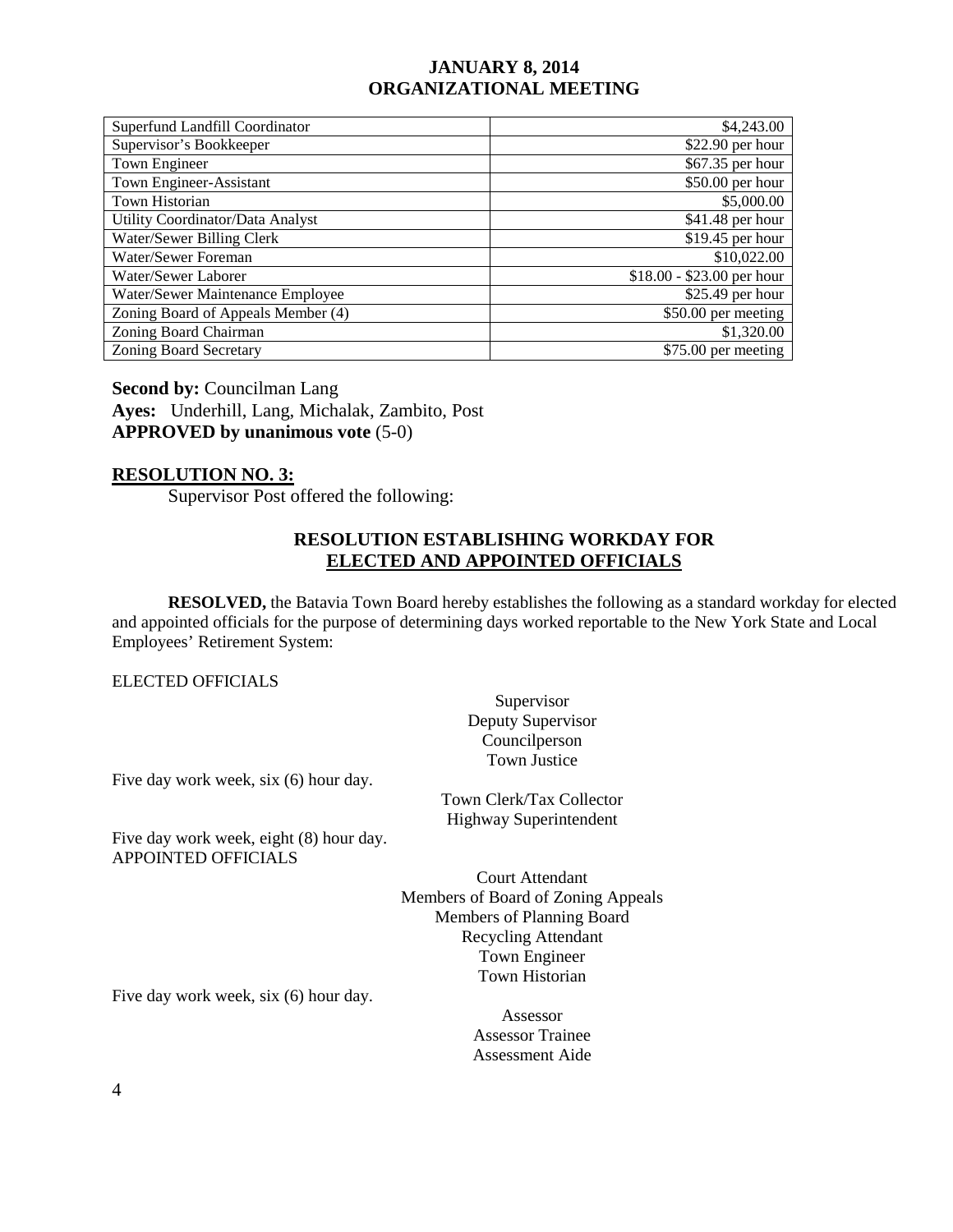| Superfund Landfill Coordinator | $4,243.00 |
|---|---|
| Supervisor's Bookkeeper | $22.90 per hour |
| Town Engineer | $67.35 per hour |
| Town Engineer-Assistant | $50.00 per hour |
| Town Historian | $5,000.00 |
| Utility Coordinator/Data Analyst | $41.48 per hour |
| Water/Sewer Billing Clerk | $19.45 per hour |
| Water/Sewer Foreman | $10,022.00 |
| Water/Sewer Laborer | $18.00 - $23.00 per hour |
| Water/Sewer Maintenance Employee | $25.49 per hour |
| Zoning Board of Appeals Member (4) | $50.00 per meeting |
| Zoning Board Chairman | $1,320.00 |
| Zoning Board Secretary | $75.00 per meeting |

**Second by:** Councilman Lang
**Ayes:** Underhill, Lang, Michalak, Zambito, Post
**APPROVED by unanimous vote** (5-0)

**RESOLUTION NO. 3:**

Supervisor Post offered the following:

**RESOLUTION ESTABLISHING WORKDAY FOR ELECTED AND APPOINTED OFFICIALS**

**RESOLVED,** the Batavia Town Board hereby establishes the following as a standard workday for elected and appointed officials for the purpose of determining days worked reportable to the New York State and Local Employees' Retirement System:

ELECTED OFFICIALS

Supervisor
Deputy Supervisor
Councilperson
Town Justice

Five day work week, six (6) hour day.

Town Clerk/Tax Collector
Highway Superintendent

Five day work week, eight (8) hour day.

APPOINTED OFFICIALS

Court Attendant
Members of Board of Zoning Appeals
Members of Planning Board
Recycling Attendant
Town Engineer
Town Historian

Five day work week, six (6) hour day.

Assessor
Assessor Trainee
Assessment Aide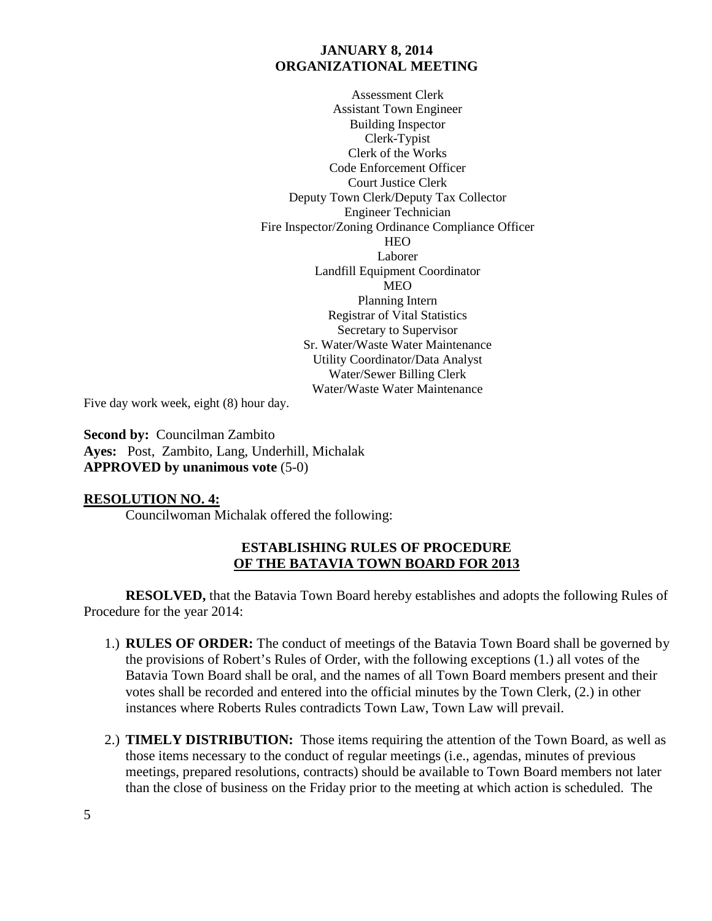Assessment Clerk
Assistant Town Engineer
Building Inspector
Clerk-Typist
Clerk of the Works
Code Enforcement Officer
Court Justice Clerk
Deputy Town Clerk/Deputy Tax Collector
Engineer Technician
Fire Inspector/Zoning Ordinance Compliance Officer
HEO
Laborer
Landfill Equipment Coordinator
MEO
Planning Intern
Registrar of Vital Statistics
Secretary to Supervisor
Sr. Water/Waste Water Maintenance
Utility Coordinator/Data Analyst
Water/Sewer Billing Clerk
Water/Waste Water Maintenance

Five day work week, eight (8) hour day.

**Second by:** Councilman Zambito
**Ayes:** Post, Zambito, Lang, Underhill, Michalak
**APPROVED by unanimous vote** (5-0)

**RESOLUTION NO. 4:**

Councilwoman Michalak offered the following:

**ESTABLISHING RULES OF PROCEDURE**
**OF THE BATAVIA TOWN BOARD FOR 2013**

**RESOLVED,** that the Batavia Town Board hereby establishes and adopts the following Rules of Procedure for the year 2014:

1.) **RULES OF ORDER:** The conduct of meetings of the Batavia Town Board shall be governed by the provisions of Robert's Rules of Order, with the following exceptions (1.) all votes of the Batavia Town Board shall be oral, and the names of all Town Board members present and their votes shall be recorded and entered into the official minutes by the Town Clerk, (2.) in other instances where Roberts Rules contradicts Town Law, Town Law will prevail.

2.) **TIMELY DISTRIBUTION:** Those items requiring the attention of the Town Board, as well as those items necessary to the conduct of regular meetings (i.e., agendas, minutes of previous meetings, prepared resolutions, contracts) should be available to Town Board members not later than the close of business on the Friday prior to the meeting at which action is scheduled. The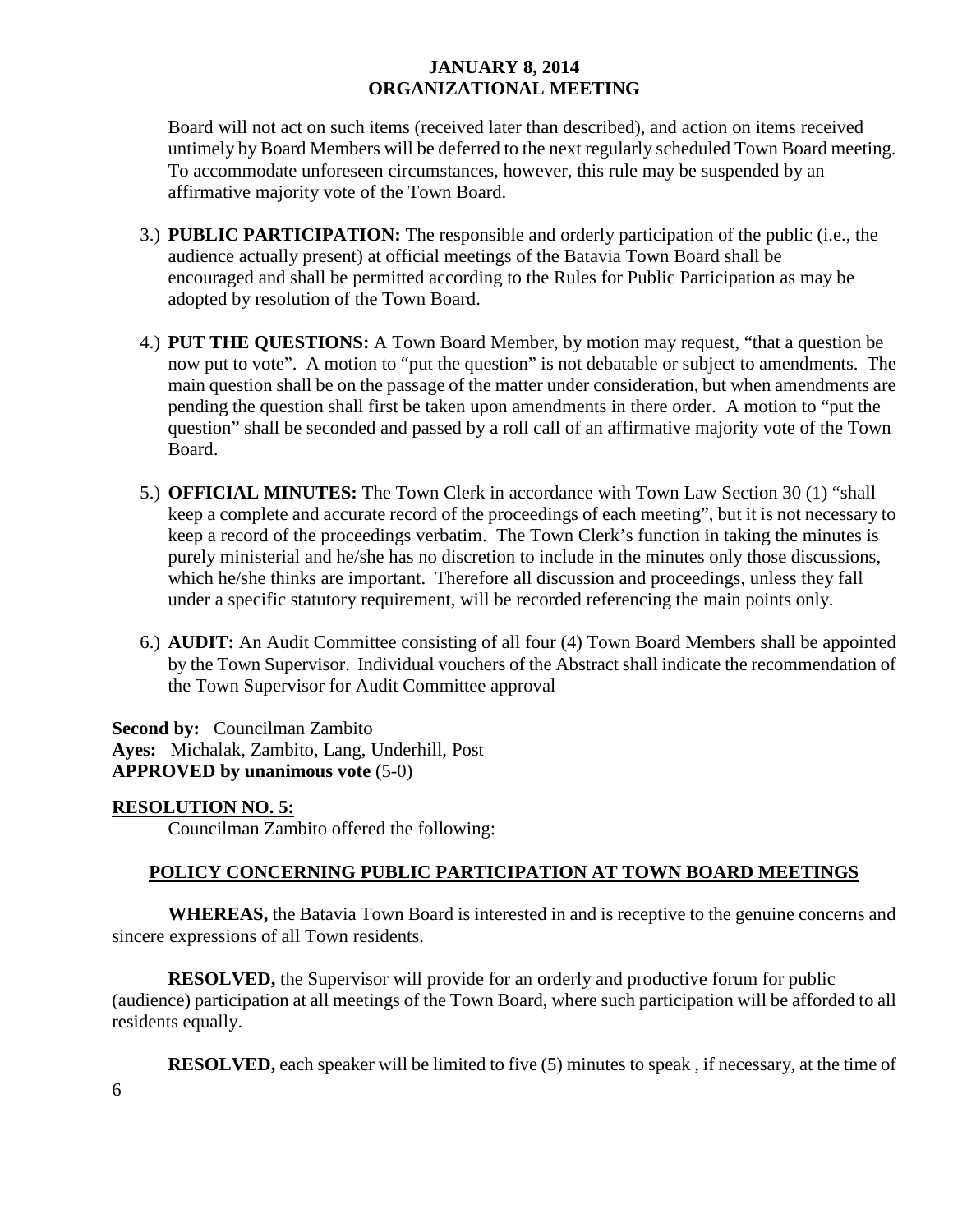Board will not act on such items (received later than described), and action on items received untimely by Board Members will be deferred to the next regularly scheduled Town Board meeting. To accommodate unforeseen circumstances, however, this rule may be suspended by an affirmative majority vote of the Town Board.

3.) **PUBLIC PARTICIPATION:** The responsible and orderly participation of the public (i.e., the audience actually present) at official meetings of the Batavia Town Board shall be encouraged and shall be permitted according to the Rules for Public Participation as may be adopted by resolution of the Town Board.

4.) **PUT THE QUESTIONS:** A Town Board Member, by motion may request, "that a question be now put to vote". A motion to "put the question" is not debatable or subject to amendments. The main question shall be on the passage of the matter under consideration, but when amendments are pending the question shall first be taken upon amendments in there order. A motion to "put the question" shall be seconded and passed by a roll call of an affirmative majority vote of the Town Board.

5.) **OFFICIAL MINUTES:** The Town Clerk in accordance with Town Law Section 30 (1) "shall keep a complete and accurate record of the proceedings of each meeting", but it is not necessary to keep a record of the proceedings verbatim. The Town Clerk's function in taking the minutes is purely ministerial and he/she has no discretion to include in the minutes only those discussions, which he/she thinks are important. Therefore all discussion and proceedings, unless they fall under a specific statutory requirement, will be recorded referencing the main points only.

6.) **AUDIT:** An Audit Committee consisting of all four (4) Town Board Members shall be appointed by the Town Supervisor. Individual vouchers of the Abstract shall indicate the recommendation of the Town Supervisor for Audit Committee approval

**Second by:** Councilman Zambito
**Ayes:** Michalak, Zambito, Lang, Underhill, Post
**APPROVED by unanimous vote** (5-0)

**RESOLUTION NO. 5:**

Councilman Zambito offered the following:

**POLICY CONCERNING PUBLIC PARTICIPATION AT TOWN BOARD MEETINGS**

**WHEREAS,** the Batavia Town Board is interested in and is receptive to the genuine concerns and sincere expressions of all Town residents.

**RESOLVED,** the Supervisor will provide for an orderly and productive forum for public (audience) participation at all meetings of the Town Board, where such participation will be afforded to all residents equally.

**RESOLVED,** each speaker will be limited to five (5) minutes to speak , if necessary, at the time of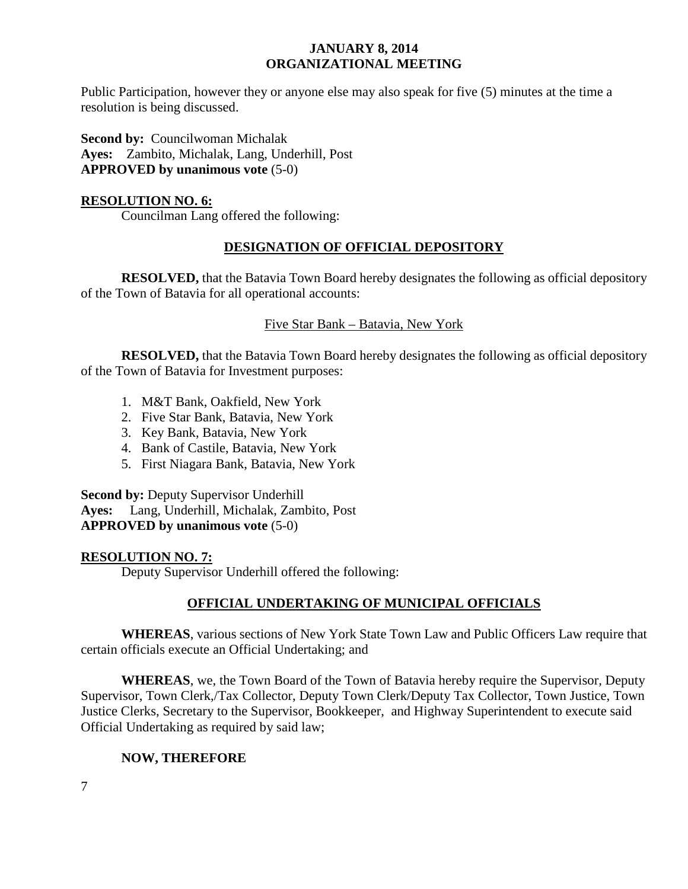Public Participation, however they or anyone else may also speak for five (5) minutes at the time a resolution is being discussed.

**Second by:** Councilwoman Michalak
**Ayes:** Zambito, Michalak, Lang, Underhill, Post
**APPROVED by unanimous vote** (5-0)

**RESOLUTION NO. 6:**

Councilman Lang offered the following:

**DESIGNATION OF OFFICIAL DEPOSITORY**

**RESOLVED,** that the Batavia Town Board hereby designates the following as official depository of the Town of Batavia for all operational accounts:

Five Star Bank – Batavia, New York

**RESOLVED,** that the Batavia Town Board hereby designates the following as official depository of the Town of Batavia for Investment purposes:

1. M&T Bank, Oakfield, New York
2. Five Star Bank, Batavia, New York
3. Key Bank, Batavia, New York
4. Bank of Castile, Batavia, New York
5. First Niagara Bank, Batavia, New York

**Second by:** Deputy Supervisor Underhill
**Ayes:** Lang, Underhill, Michalak, Zambito, Post
**APPROVED by unanimous vote** (5-0)

**RESOLUTION NO. 7:**

Deputy Supervisor Underhill offered the following:

**OFFICIAL UNDERTAKING OF MUNICIPAL OFFICIALS**

**WHEREAS**, various sections of New York State Town Law and Public Officers Law require that certain officials execute an Official Undertaking; and

**WHEREAS**, we, the Town Board of the Town of Batavia hereby require the Supervisor, Deputy Supervisor, Town Clerk,/Tax Collector, Deputy Town Clerk/Deputy Tax Collector, Town Justice, Town Justice Clerks, Secretary to the Supervisor, Bookkeeper, and Highway Superintendent to execute said Official Undertaking as required by said law;

**NOW, THEREFORE**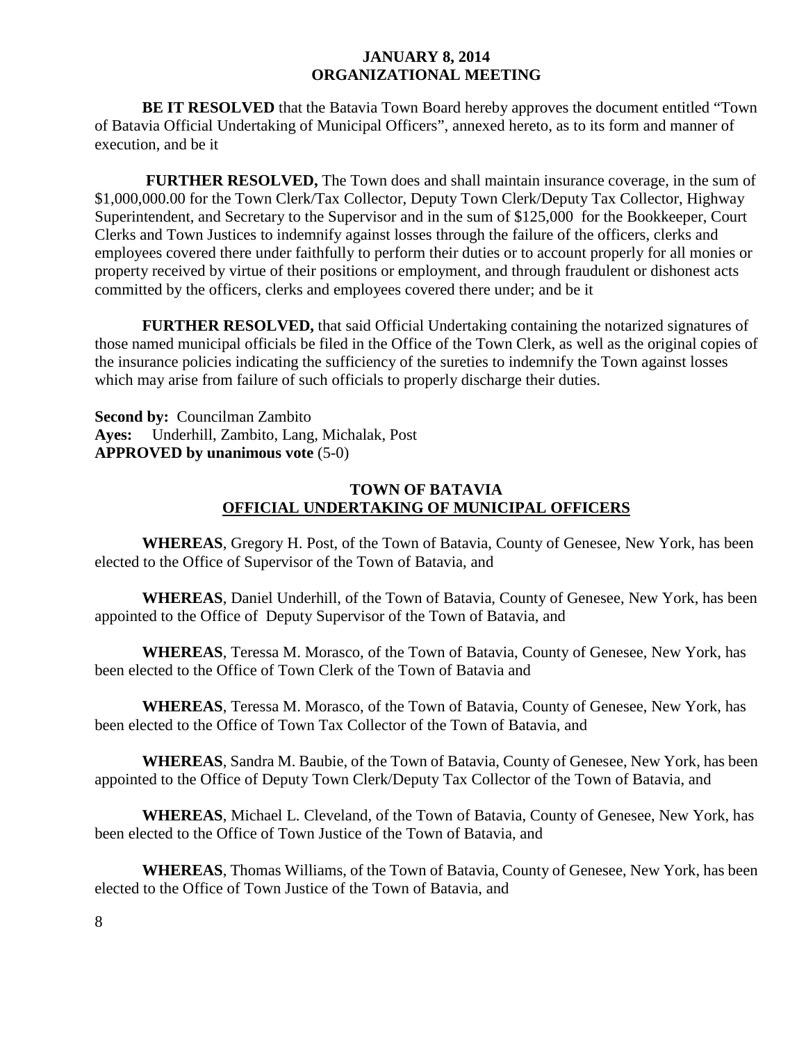**BE IT RESOLVED** that the Batavia Town Board hereby approves the document entitled "Town of Batavia Official Undertaking of Municipal Officers", annexed hereto, as to its form and manner of execution, and be it

**FURTHER RESOLVED,** The Town does and shall maintain insurance coverage, in the sum of $1,000,000.00 for the Town Clerk/Tax Collector, Deputy Town Clerk/Deputy Tax Collector, Highway Superintendent, and Secretary to the Supervisor and in the sum of $125,000 for the Bookkeeper, Court Clerks and Town Justices to indemnify against losses through the failure of the officers, clerks and employees covered there under faithfully to perform their duties or to account properly for all monies or property received by virtue of their positions or employment, and through fraudulent or dishonest acts committed by the officers, clerks and employees covered there under; and be it

**FURTHER RESOLVED,** that said Official Undertaking containing the notarized signatures of those named municipal officials be filed in the Office of the Town Clerk, as well as the original copies of the insurance policies indicating the sufficiency of the sureties to indemnify the Town against losses which may arise from failure of such officials to properly discharge their duties.

**Second by:** Councilman Zambito
**Ayes:** Underhill, Zambito, Lang, Michalak, Post
**APPROVED by unanimous vote** (5-0)

## TOWN OF BATAVIA
## OFFICIAL UNDERTAKING OF MUNICIPAL OFFICERS

**WHEREAS**, Gregory H. Post, of the Town of Batavia, County of Genesee, New York, has been elected to the Office of Supervisor of the Town of Batavia, and

**WHEREAS**, Daniel Underhill, of the Town of Batavia, County of Genesee, New York, has been appointed to the Office of Deputy Supervisor of the Town of Batavia, and

**WHEREAS**, Teressa M. Morasco, of the Town of Batavia, County of Genesee, New York, has been elected to the Office of Town Clerk of the Town of Batavia and

**WHEREAS**, Teressa M. Morasco, of the Town of Batavia, County of Genesee, New York, has been elected to the Office of Town Tax Collector of the Town of Batavia, and

**WHEREAS**, Sandra M. Baubie, of the Town of Batavia, County of Genesee, New York, has been appointed to the Office of Deputy Town Clerk/Deputy Tax Collector of the Town of Batavia, and

**WHEREAS**, Michael L. Cleveland, of the Town of Batavia, County of Genesee, New York, has been elected to the Office of Town Justice of the Town of Batavia, and

**WHEREAS**, Thomas Williams, of the Town of Batavia, County of Genesee, New York, has been elected to the Office of Town Justice of the Town of Batavia, and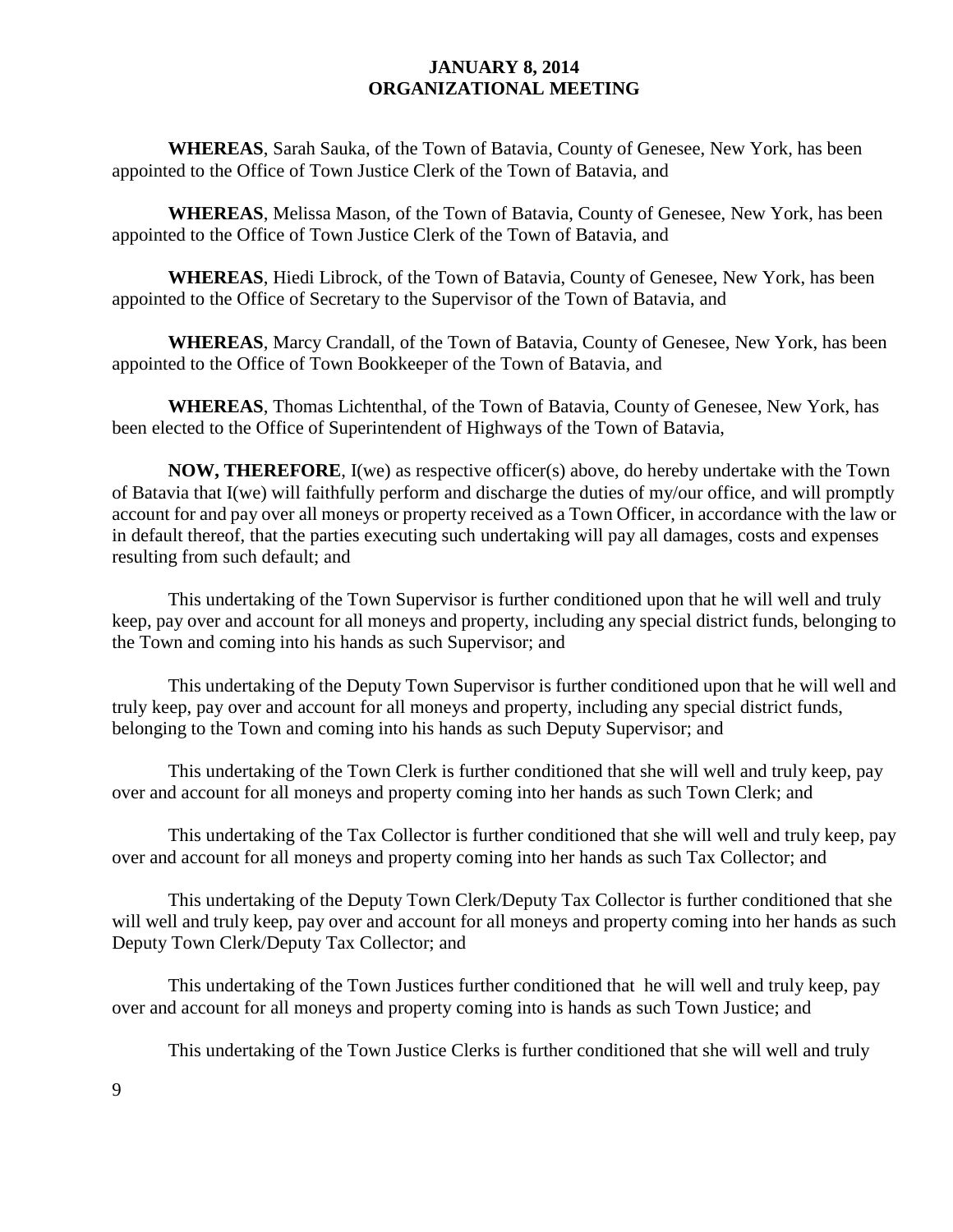**WHEREAS**, Sarah Sauka, of the Town of Batavia, County of Genesee, New York, has been appointed to the Office of Town Justice Clerk of the Town of Batavia, and

**WHEREAS**, Melissa Mason, of the Town of Batavia, County of Genesee, New York, has been appointed to the Office of Town Justice Clerk of the Town of Batavia, and

**WHEREAS**, Hiedi Librock, of the Town of Batavia, County of Genesee, New York, has been appointed to the Office of Secretary to the Supervisor of the Town of Batavia, and

**WHEREAS**, Marcy Crandall, of the Town of Batavia, County of Genesee, New York, has been appointed to the Office of Town Bookkeeper of the Town of Batavia, and

**WHEREAS**, Thomas Lichtenthal, of the Town of Batavia, County of Genesee, New York, has been elected to the Office of Superintendent of Highways of the Town of Batavia,

**NOW, THEREFORE**, I(we) as respective officer(s) above, do hereby undertake with the Town of Batavia that I(we) will faithfully perform and discharge the duties of my/our office, and will promptly account for and pay over all moneys or property received as a Town Officer, in accordance with the law or in default thereof, that the parties executing such undertaking will pay all damages, costs and expenses resulting from such default; and

This undertaking of the Town Supervisor is further conditioned upon that he will well and truly keep, pay over and account for all moneys and property, including any special district funds, belonging to the Town and coming into his hands as such Supervisor; and

This undertaking of the Deputy Town Supervisor is further conditioned upon that he will well and truly keep, pay over and account for all moneys and property, including any special district funds, belonging to the Town and coming into his hands as such Deputy Supervisor; and

This undertaking of the Town Clerk is further conditioned that she will well and truly keep, pay over and account for all moneys and property coming into her hands as such Town Clerk; and

This undertaking of the Tax Collector is further conditioned that she will well and truly keep, pay over and account for all moneys and property coming into her hands as such Tax Collector; and

This undertaking of the Deputy Town Clerk/Deputy Tax Collector is further conditioned that she will well and truly keep, pay over and account for all moneys and property coming into her hands as such Deputy Town Clerk/Deputy Tax Collector; and

This undertaking of the Town Justices further conditioned that he will well and truly keep, pay over and account for all moneys and property coming into is hands as such Town Justice; and

This undertaking of the Town Justice Clerks is further conditioned that she will well and truly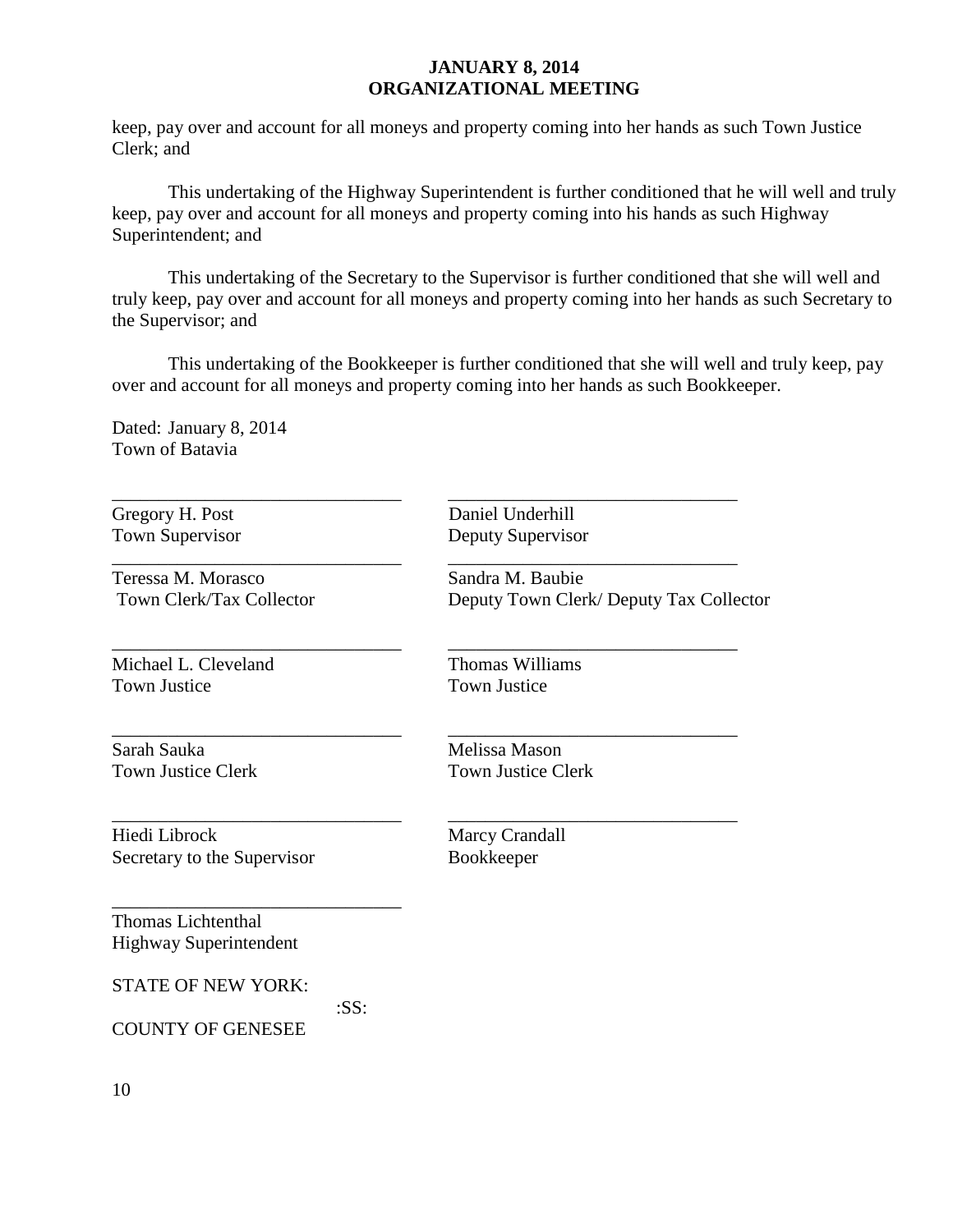keep, pay over and account for all moneys and property coming into her hands as such Town Justice Clerk; and

This undertaking of the Highway Superintendent is further conditioned that he will well and truly keep, pay over and account for all moneys and property coming into his hands as such Highway Superintendent; and

This undertaking of the Secretary to the Supervisor is further conditioned that she will well and truly keep, pay over and account for all moneys and property coming into her hands as such Secretary to the Supervisor; and

This undertaking of the Bookkeeper is further conditioned that she will well and truly keep, pay over and account for all moneys and property coming into her hands as such Bookkeeper.

Dated: January 8, 2014
Town of Batavia

_______________________________
Gregory H. Post
Town Supervisor

_______________________________
Daniel Underhill
Deputy Supervisor

_______________________________
Teressa M. Morasco
Town Clerk/Tax Collector

_______________________________
Sandra M. Baubie
Deputy Town Clerk/ Deputy Tax Collector

_______________________________
Michael L. Cleveland
Town Justice

_______________________________
Thomas Williams
Town Justice

_______________________________
Sarah Sauka
Town Justice Clerk

_______________________________
Melissa Mason
Town Justice Clerk

_______________________________
Hiedi Librock
Secretary to the Supervisor

_______________________________
Marcy Crandall
Bookkeeper

_______________________________
Thomas Lichtenthal
Highway Superintendent

STATE OF NEW YORK:
:SS:
COUNTY OF GENESEE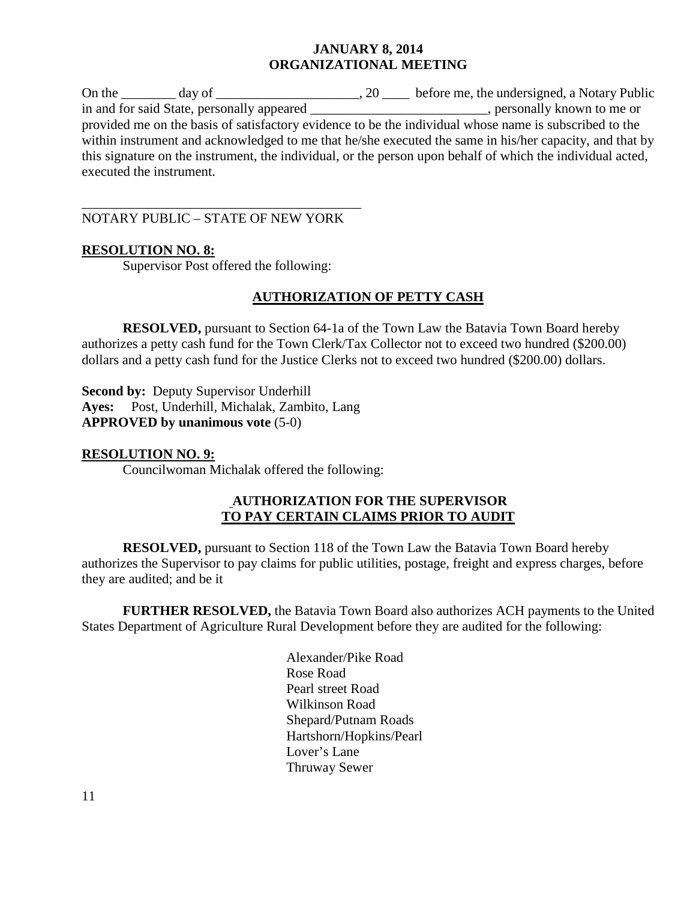On the ________ day of _____________________, 20 ____ before me, the undersigned, a Notary Public in and for said State, personally appeared __________________________, personally known to me or provided me on the basis of satisfactory evidence to be the individual whose name is subscribed to the within instrument and acknowledged to me that he/she executed the same in his/her capacity, and that by this signature on the instrument, the individual, or the person upon behalf of which the individual acted, executed the instrument.

________________________________________
NOTARY PUBLIC – STATE OF NEW YORK

**RESOLUTION NO. 8:**

Supervisor Post offered the following:

**AUTHORIZATION OF PETTY CASH**

**RESOLVED,** pursuant to Section 64-1a of the Town Law the Batavia Town Board hereby authorizes a petty cash fund for the Town Clerk/Tax Collector not to exceed two hundred ($200.00) dollars and a petty cash fund for the Justice Clerks not to exceed two hundred ($200.00) dollars.

**Second by:** Deputy Supervisor Underhill
**Ayes:** Post, Underhill, Michalak, Zambito, Lang
**APPROVED by unanimous vote** (5-0)

**RESOLUTION NO. 9:**

Councilwoman Michalak offered the following:

**AUTHORIZATION FOR THE SUPERVISOR TO PAY CERTAIN CLAIMS PRIOR TO AUDIT**

**RESOLVED,** pursuant to Section 118 of the Town Law the Batavia Town Board hereby authorizes the Supervisor to pay claims for public utilities, postage, freight and express charges, before they are audited; and be it

**FURTHER RESOLVED,** the Batavia Town Board also authorizes ACH payments to the United States Department of Agriculture Rural Development before they are audited for the following:

Alexander/Pike Road
Rose Road
Pearl street Road
Wilkinson Road
Shepard/Putnam Roads
Hartshorn/Hopkins/Pearl
Lover's Lane
Thruway Sewer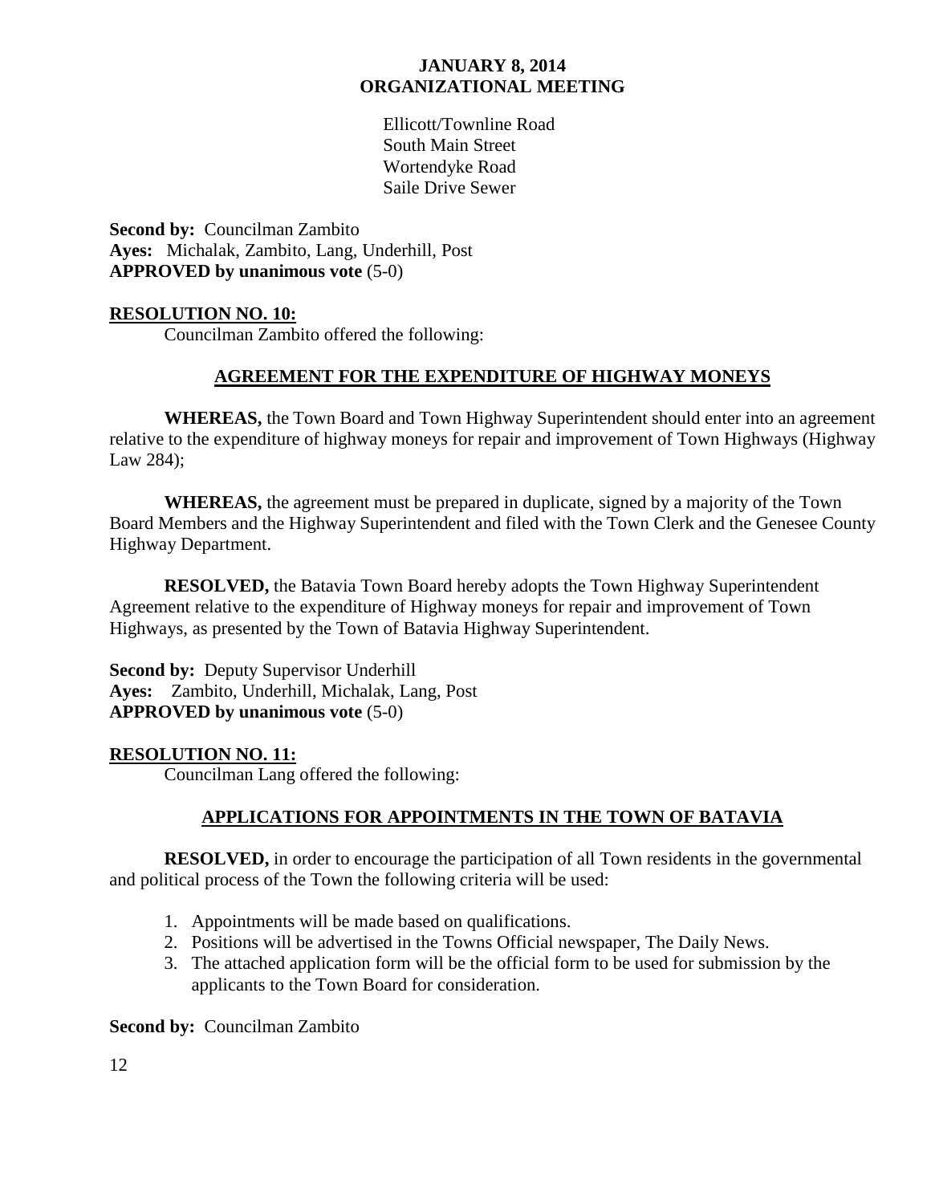Ellicott/Townline Road
South Main Street
Wortendyke Road
Saile Drive Sewer

**Second by:** Councilman Zambito
**Ayes:** Michalak, Zambito, Lang, Underhill, Post
**APPROVED by unanimous vote** (5-0)

**RESOLUTION NO. 10:**

Councilman Zambito offered the following:

**AGREEMENT FOR THE EXPENDITURE OF HIGHWAY MONEYS**

**WHEREAS,** the Town Board and Town Highway Superintendent should enter into an agreement relative to the expenditure of highway moneys for repair and improvement of Town Highways (Highway Law 284);

**WHEREAS,** the agreement must be prepared in duplicate, signed by a majority of the Town Board Members and the Highway Superintendent and filed with the Town Clerk and the Genesee County Highway Department.

**RESOLVED,** the Batavia Town Board hereby adopts the Town Highway Superintendent Agreement relative to the expenditure of Highway moneys for repair and improvement of Town Highways, as presented by the Town of Batavia Highway Superintendent.

**Second by:** Deputy Supervisor Underhill
**Ayes:** Zambito, Underhill, Michalak, Lang, Post
**APPROVED by unanimous vote** (5-0)

**RESOLUTION NO. 11:**

Councilman Lang offered the following:

**APPLICATIONS FOR APPOINTMENTS IN THE TOWN OF BATAVIA**

**RESOLVED,** in order to encourage the participation of all Town residents in the governmental and political process of the Town the following criteria will be used:

1. Appointments will be made based on qualifications.
2. Positions will be advertised in the Towns Official newspaper, The Daily News.
3. The attached application form will be the official form to be used for submission by the applicants to the Town Board for consideration.

**Second by:** Councilman Zambito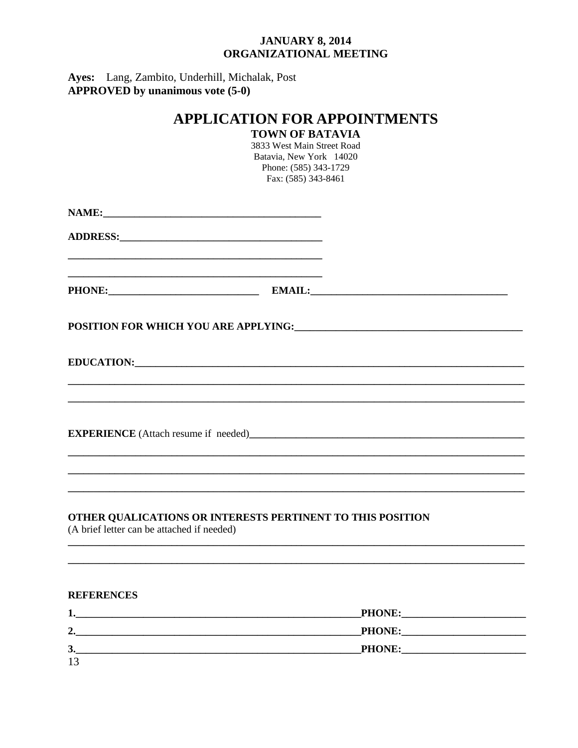**JANUARY 8, 2014**
**ORGANIZATIONAL MEETING**

**Ayes:** Lang, Zambito, Underhill, Michalak, Post
**APPROVED by unanimous vote (5-0)**

# APPLICATION FOR APPOINTMENTS

**TOWN OF BATAVIA**
3833 West Main Street Road
Batavia, New York 14020
Phone: (585) 343-1729
Fax: (585) 343-8461

**NAME:**___________________________________________

**ADDRESS:**________________________________________

___________________________________________________

___________________________________________________

**PHONE:**______________________________ **EMAIL:**______________________________________

**POSITION FOR WHICH YOU ARE APPLYING:**_____________________________________________

**EDUCATION:**_______________________________________________________________________________

_____________________________________________________________________________________________

_____________________________________________________________________________________________

**EXPERIENCE** (Attach resume if needed)______________________________________________________

_____________________________________________________________________________________________

_____________________________________________________________________________________________

_____________________________________________________________________________________________

**OTHER QUALICATIONS OR INTERESTS PERTINENT TO THIS POSITION**
(A brief letter can be attached if needed)

_____________________________________________________________________________________________

_____________________________________________________________________________________________

**REFERENCES**

**1.**_________________________________________________________**PHONE:**________________________

**2.**_________________________________________________________**PHONE:**________________________

**3.**_________________________________________________________**PHONE:**________________________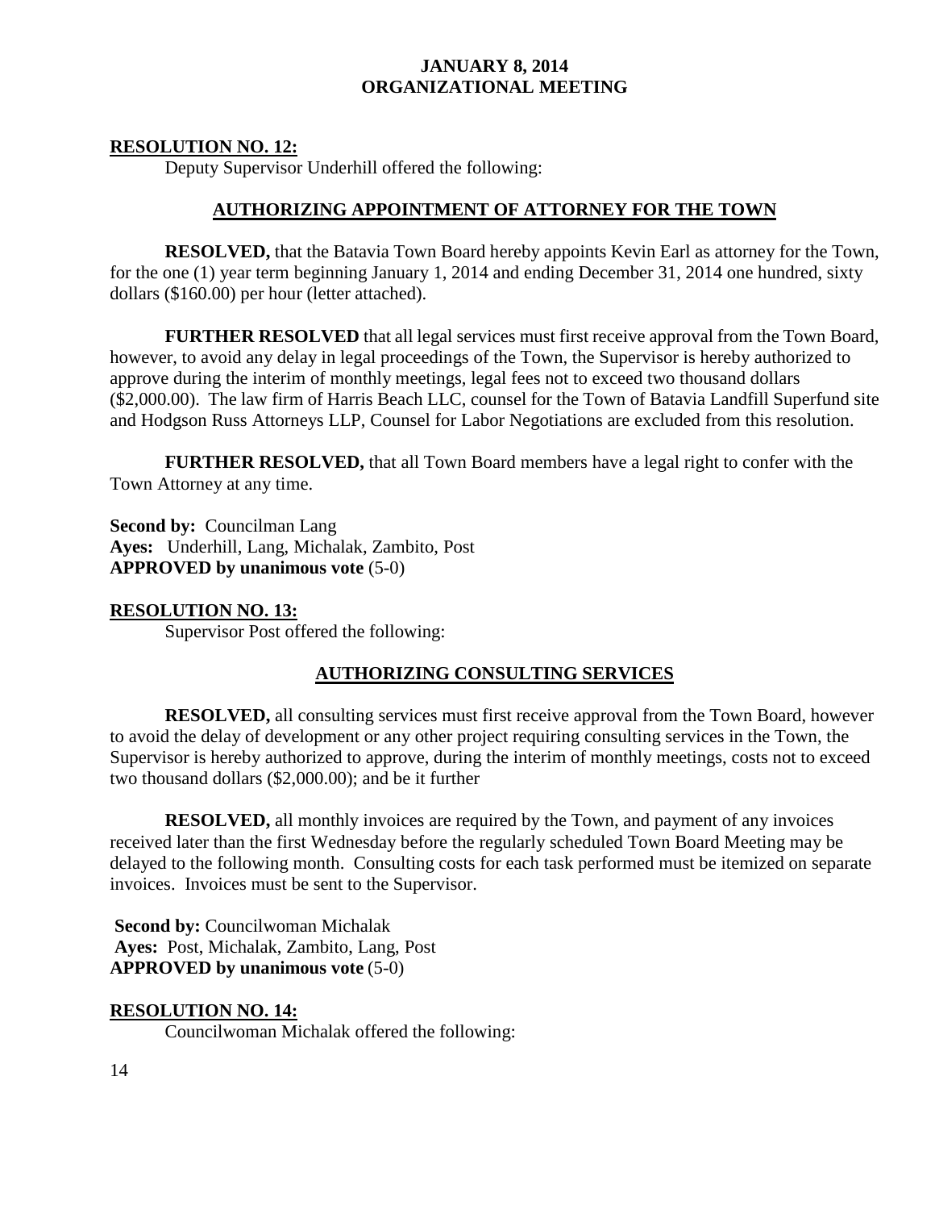**RESOLUTION NO. 12:**

Deputy Supervisor Underhill offered the following:

## AUTHORIZING APPOINTMENT OF ATTORNEY FOR THE TOWN

**RESOLVED,** that the Batavia Town Board hereby appoints Kevin Earl as attorney for the Town, for the one (1) year term beginning January 1, 2014 and ending December 31, 2014 one hundred, sixty dollars ($160.00) per hour (letter attached).

**FURTHER RESOLVED** that all legal services must first receive approval from the Town Board, however, to avoid any delay in legal proceedings of the Town, the Supervisor is hereby authorized to approve during the interim of monthly meetings, legal fees not to exceed two thousand dollars ($2,000.00). The law firm of Harris Beach LLC, counsel for the Town of Batavia Landfill Superfund site and Hodgson Russ Attorneys LLP, Counsel for Labor Negotiations are excluded from this resolution.

**FURTHER RESOLVED,** that all Town Board members have a legal right to confer with the Town Attorney at any time.

**Second by:** Councilman Lang
**Ayes:** Underhill, Lang, Michalak, Zambito, Post
**APPROVED by unanimous vote** (5-0)

**RESOLUTION NO. 13:**

Supervisor Post offered the following:

## AUTHORIZING CONSULTING SERVICES

**RESOLVED,** all consulting services must first receive approval from the Town Board, however to avoid the delay of development or any other project requiring consulting services in the Town, the Supervisor is hereby authorized to approve, during the interim of monthly meetings, costs not to exceed two thousand dollars ($2,000.00); and be it further

**RESOLVED,** all monthly invoices are required by the Town, and payment of any invoices received later than the first Wednesday before the regularly scheduled Town Board Meeting may be delayed to the following month. Consulting costs for each task performed must be itemized on separate invoices. Invoices must be sent to the Supervisor.

**Second by:** Councilwoman Michalak
**Ayes:** Post, Michalak, Zambito, Lang, Post
**APPROVED by unanimous vote** (5-0)

**RESOLUTION NO. 14:**

Councilwoman Michalak offered the following: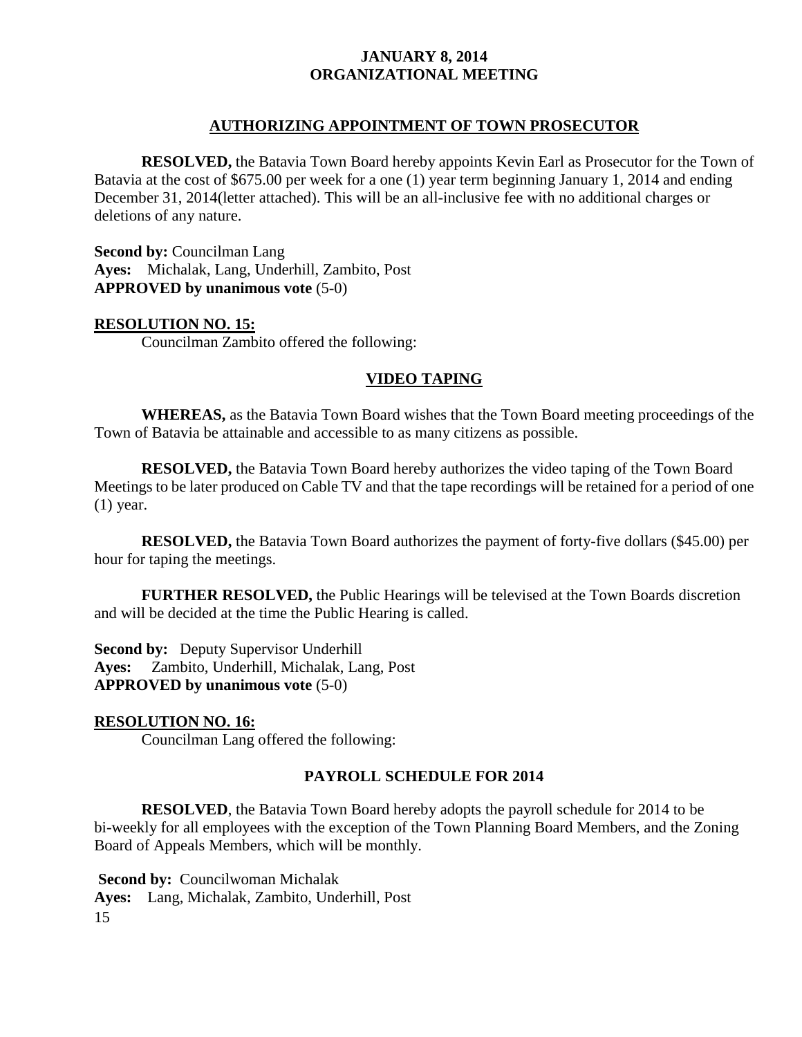**JANUARY 8, 2014**
**ORGANIZATIONAL MEETING**

## AUTHORIZING APPOINTMENT OF TOWN PROSECUTOR

**RESOLVED,** the Batavia Town Board hereby appoints Kevin Earl as Prosecutor for the Town of Batavia at the cost of $675.00 per week for a one (1) year term beginning January 1, 2014 and ending December 31, 2014(letter attached). This will be an all-inclusive fee with no additional charges or deletions of any nature.

**Second by:** Councilman Lang
**Ayes:** Michalak, Lang, Underhill, Zambito, Post
**APPROVED by unanimous vote** (5-0)

**RESOLUTION NO. 15:**

Councilman Zambito offered the following:

## VIDEO TAPING

**WHEREAS,** as the Batavia Town Board wishes that the Town Board meeting proceedings of the Town of Batavia be attainable and accessible to as many citizens as possible.

**RESOLVED,** the Batavia Town Board hereby authorizes the video taping of the Town Board Meetings to be later produced on Cable TV and that the tape recordings will be retained for a period of one (1) year.

**RESOLVED,** the Batavia Town Board authorizes the payment of forty-five dollars ($45.00) per hour for taping the meetings.

**FURTHER RESOLVED,** the Public Hearings will be televised at the Town Boards discretion and will be decided at the time the Public Hearing is called.

**Second by:** Deputy Supervisor Underhill
**Ayes:** Zambito, Underhill, Michalak, Lang, Post
**APPROVED by unanimous vote** (5-0)

**RESOLUTION NO. 16:**

Councilman Lang offered the following:

## PAYROLL SCHEDULE FOR 2014

**RESOLVED**, the Batavia Town Board hereby adopts the payroll schedule for 2014 to be bi-weekly for all employees with the exception of the Town Planning Board Members, and the Zoning Board of Appeals Members, which will be monthly.

**Second by:** Councilwoman Michalak
**Ayes:** Lang, Michalak, Zambito, Underhill, Post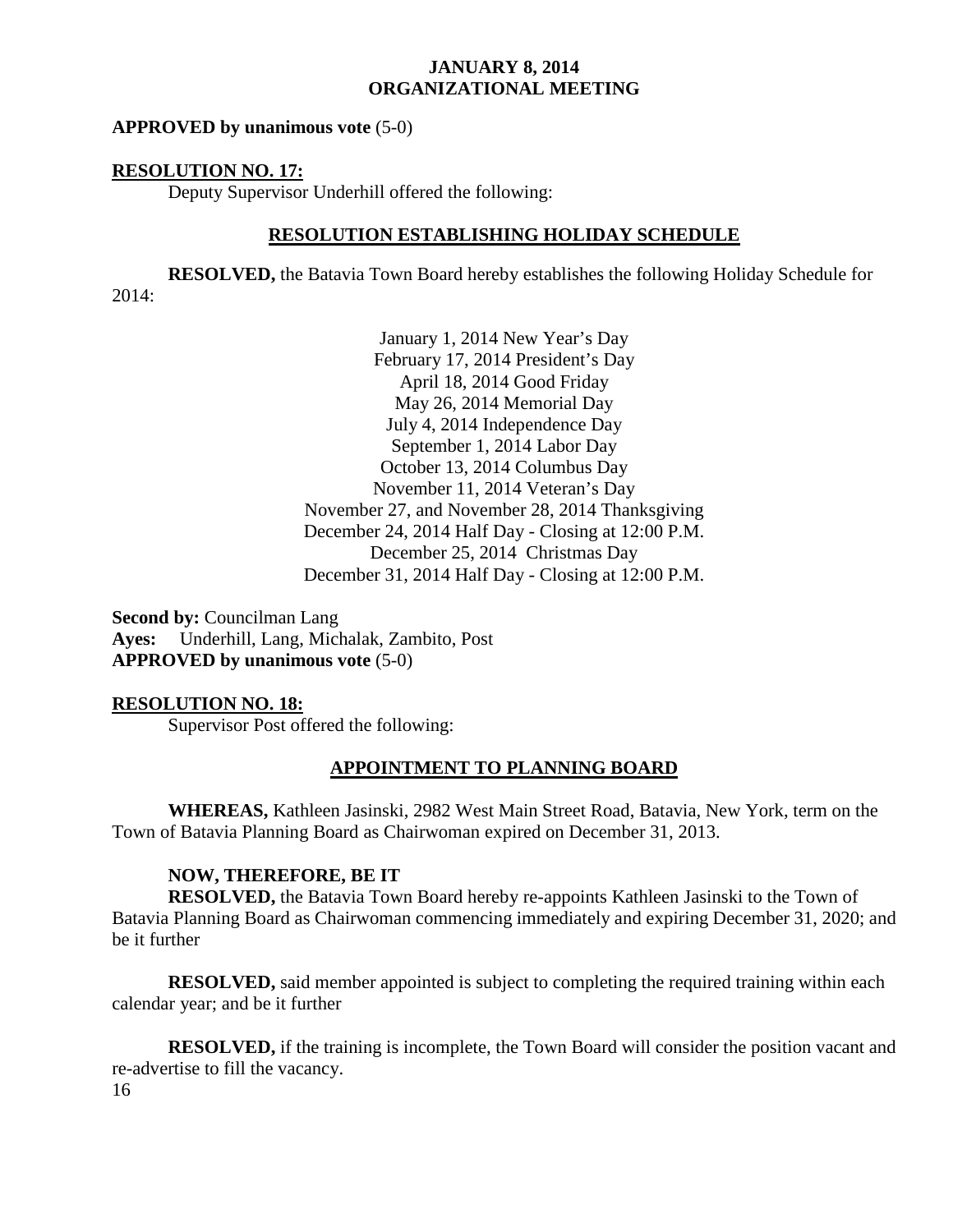**APPROVED by unanimous vote** (5-0)

**RESOLUTION NO. 17:**

Deputy Supervisor Underhill offered the following:

**RESOLUTION ESTABLISHING HOLIDAY SCHEDULE**

**RESOLVED,** the Batavia Town Board hereby establishes the following Holiday Schedule for 2014:

January 1, 2014 New Year's Day
February 17, 2014 President's Day
April 18, 2014 Good Friday
May 26, 2014 Memorial Day
July 4, 2014 Independence Day
September 1, 2014 Labor Day
October 13, 2014 Columbus Day
November 11, 2014 Veteran's Day
November 27, and November 28, 2014 Thanksgiving
December 24, 2014 Half Day - Closing at 12:00 P.M.
December 25, 2014 Christmas Day
December 31, 2014 Half Day - Closing at 12:00 P.M.

**Second by:** Councilman Lang
**Ayes:** Underhill, Lang, Michalak, Zambito, Post
**APPROVED by unanimous vote** (5-0)

**RESOLUTION NO. 18:**

Supervisor Post offered the following:

**APPOINTMENT TO PLANNING BOARD**

**WHEREAS,** Kathleen Jasinski, 2982 West Main Street Road, Batavia, New York, term on the Town of Batavia Planning Board as Chairwoman expired on December 31, 2013.

**NOW, THEREFORE, BE IT**

**RESOLVED,** the Batavia Town Board hereby re-appoints Kathleen Jasinski to the Town of Batavia Planning Board as Chairwoman commencing immediately and expiring December 31, 2020; and be it further

**RESOLVED,** said member appointed is subject to completing the required training within each calendar year; and be it further

**RESOLVED,** if the training is incomplete, the Town Board will consider the position vacant and re-advertise to fill the vacancy.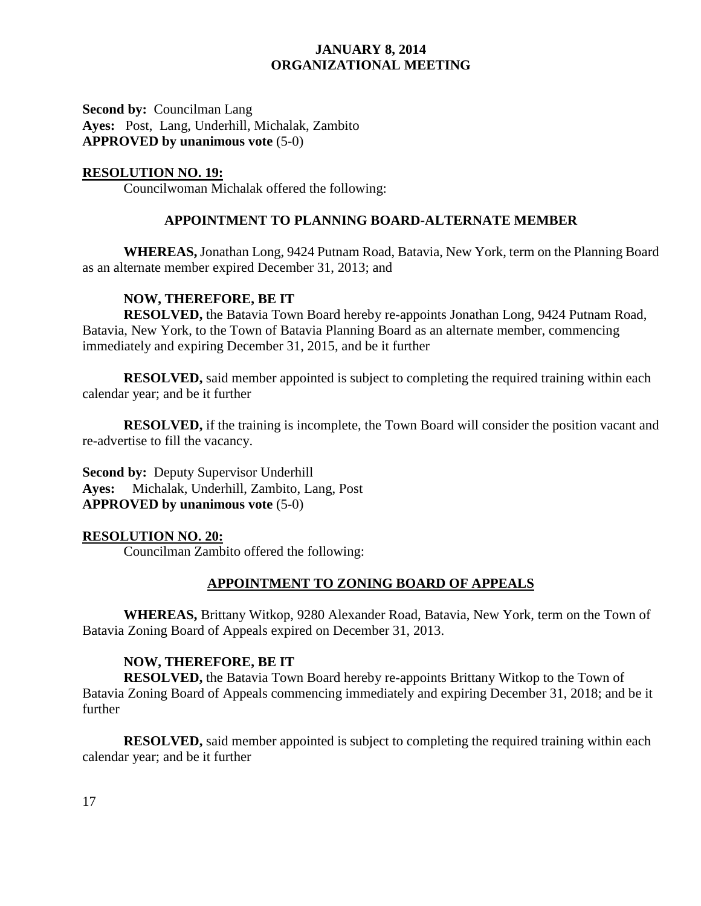**Second by:** Councilman Lang
**Ayes:** Post, Lang, Underhill, Michalak, Zambito
**APPROVED by unanimous vote** (5-0)

**RESOLUTION NO. 19:**

Councilwoman Michalak offered the following:

**APPOINTMENT TO PLANNING BOARD-ALTERNATE MEMBER**

**WHEREAS,** Jonathan Long, 9424 Putnam Road, Batavia, New York, term on the Planning Board as an alternate member expired December 31, 2013; and

**NOW, THEREFORE, BE IT**
**RESOLVED,** the Batavia Town Board hereby re-appoints Jonathan Long, 9424 Putnam Road, Batavia, New York, to the Town of Batavia Planning Board as an alternate member, commencing immediately and expiring December 31, 2015, and be it further

**RESOLVED,** said member appointed is subject to completing the required training within each calendar year; and be it further

**RESOLVED,** if the training is incomplete, the Town Board will consider the position vacant and re-advertise to fill the vacancy.

**Second by:** Deputy Supervisor Underhill
**Ayes:** Michalak, Underhill, Zambito, Lang, Post
**APPROVED by unanimous vote** (5-0)

**RESOLUTION NO. 20:**

Councilman Zambito offered the following:

**APPOINTMENT TO ZONING BOARD OF APPEALS**

**WHEREAS,** Brittany Witkop, 9280 Alexander Road, Batavia, New York, term on the Town of Batavia Zoning Board of Appeals expired on December 31, 2013.

**NOW, THEREFORE, BE IT**
**RESOLVED,** the Batavia Town Board hereby re-appoints Brittany Witkop to the Town of Batavia Zoning Board of Appeals commencing immediately and expiring December 31, 2018; and be it further

**RESOLVED,** said member appointed is subject to completing the required training within each calendar year; and be it further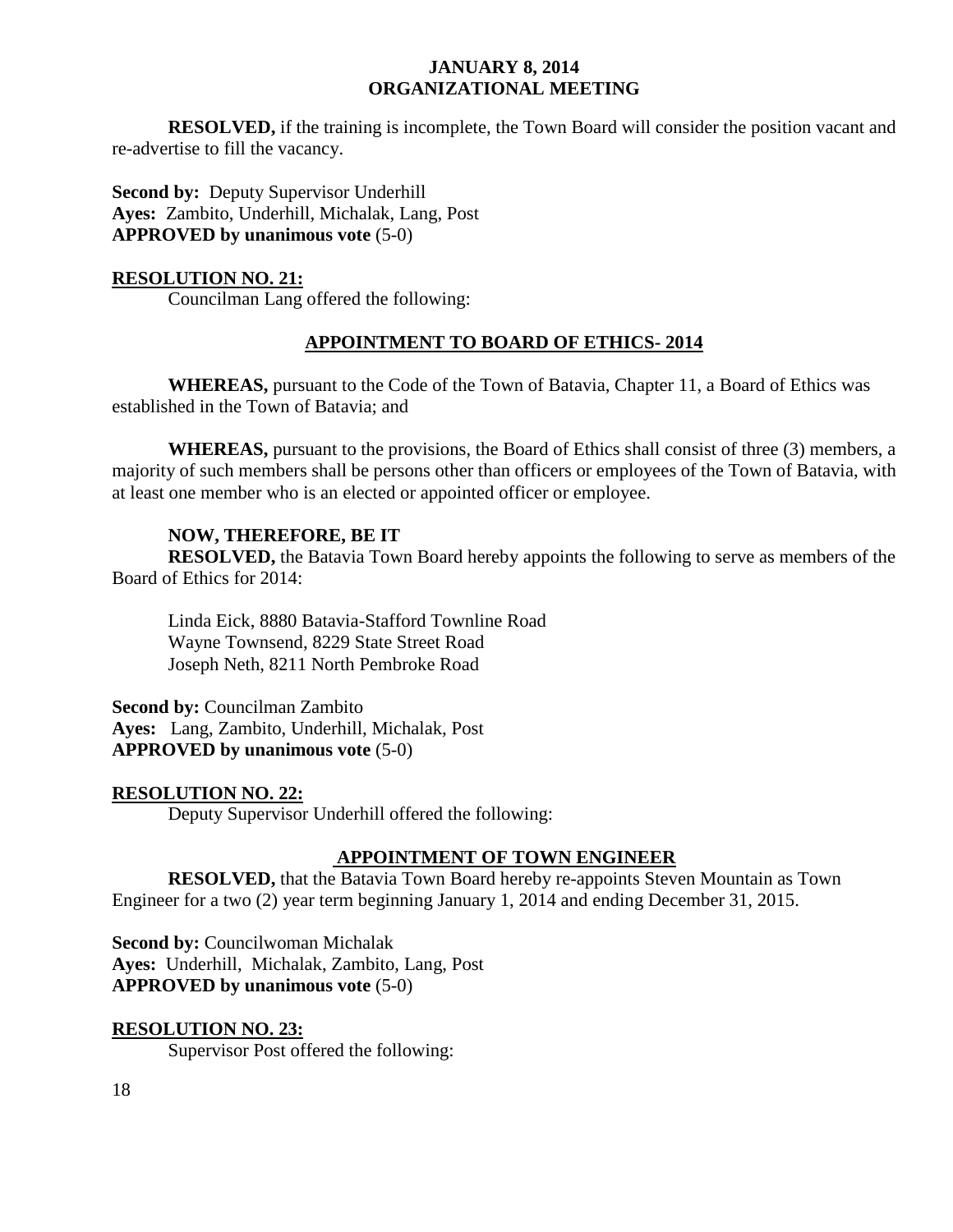**RESOLVED,** if the training is incomplete, the Town Board will consider the position vacant and re-advertise to fill the vacancy.

**Second by:** Deputy Supervisor Underhill
**Ayes:** Zambito, Underhill, Michalak, Lang, Post
**APPROVED by unanimous vote** (5-0)

**RESOLUTION NO. 21:**

Councilman Lang offered the following:

## APPOINTMENT TO BOARD OF ETHICS- 2014

**WHEREAS,** pursuant to the Code of the Town of Batavia, Chapter 11, a Board of Ethics was established in the Town of Batavia; and

**WHEREAS,** pursuant to the provisions, the Board of Ethics shall consist of three (3) members, a majority of such members shall be persons other than officers or employees of the Town of Batavia, with at least one member who is an elected or appointed officer or employee.

**NOW, THEREFORE, BE IT**
**RESOLVED,** the Batavia Town Board hereby appoints the following to serve as members of the Board of Ethics for 2014:

Linda Eick, 8880 Batavia-Stafford Townline Road
Wayne Townsend, 8229 State Street Road
Joseph Neth, 8211 North Pembroke Road

**Second by:** Councilman Zambito
**Ayes:** Lang, Zambito, Underhill, Michalak, Post
**APPROVED by unanimous vote** (5-0)

**RESOLUTION NO. 22:**

Deputy Supervisor Underhill offered the following:

## APPOINTMENT OF TOWN ENGINEER

**RESOLVED,** that the Batavia Town Board hereby re-appoints Steven Mountain as Town Engineer for a two (2) year term beginning January 1, 2014 and ending December 31, 2015.

**Second by:** Councilwoman Michalak
**Ayes:** Underhill, Michalak, Zambito, Lang, Post
**APPROVED by unanimous vote** (5-0)

**RESOLUTION NO. 23:**

Supervisor Post offered the following: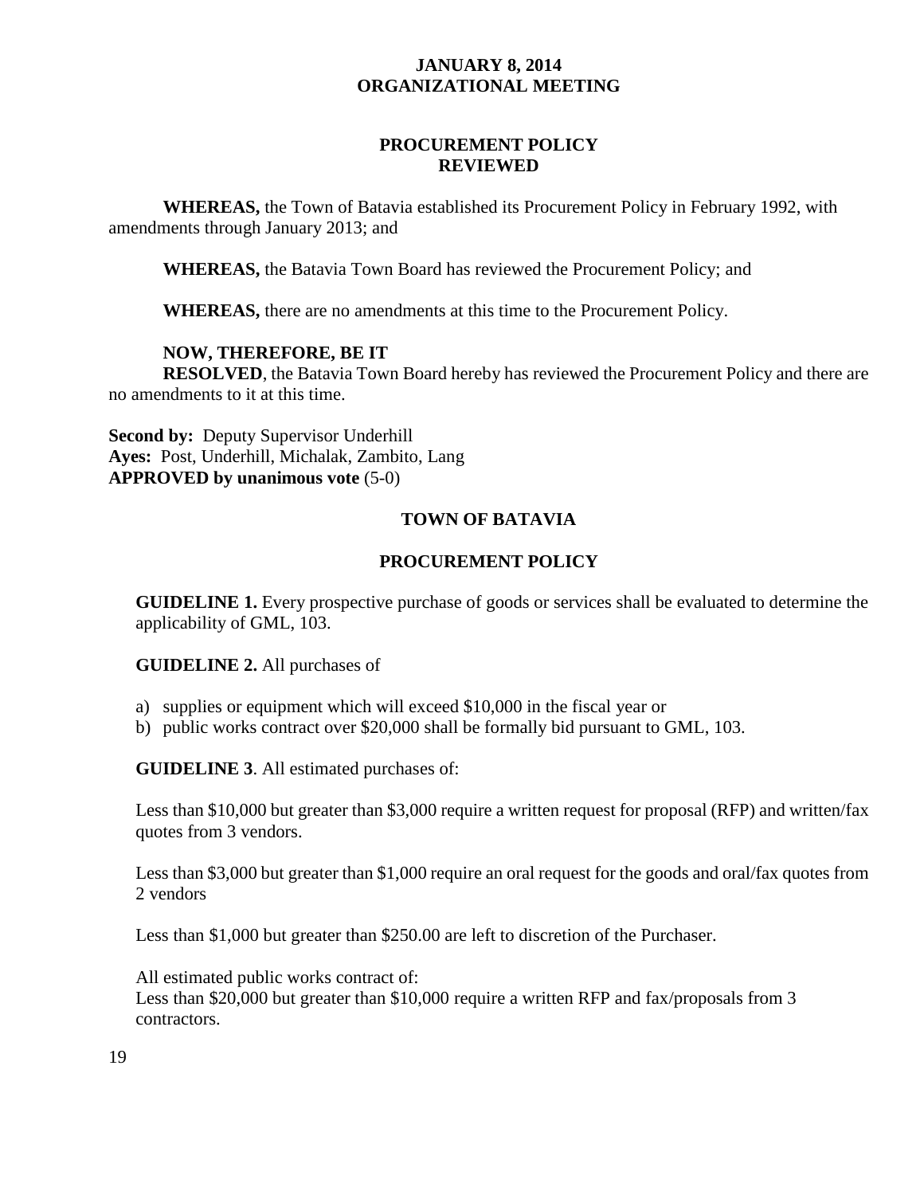**JANUARY 8, 2014**
**ORGANIZATIONAL MEETING**

## PROCUREMENT POLICY REVIEWED

**WHEREAS,** the Town of Batavia established its Procurement Policy in February 1992, with amendments through January 2013; and

**WHEREAS,** the Batavia Town Board has reviewed the Procurement Policy; and

**WHEREAS,** there are no amendments at this time to the Procurement Policy.

**NOW, THEREFORE, BE IT**
**RESOLVED**, the Batavia Town Board hereby has reviewed the Procurement Policy and there are no amendments to it at this time.

**Second by:** Deputy Supervisor Underhill
**Ayes:** Post, Underhill, Michalak, Zambito, Lang
**APPROVED by unanimous vote** (5-0)

## TOWN OF BATAVIA

## PROCUREMENT POLICY

**GUIDELINE 1.** Every prospective purchase of goods or services shall be evaluated to determine the applicability of GML, 103.

**GUIDELINE 2.** All purchases of

a) supplies or equipment which will exceed $10,000 in the fiscal year or
b) public works contract over $20,000 shall be formally bid pursuant to GML, 103.

**GUIDELINE 3**. All estimated purchases of:

Less than $10,000 but greater than $3,000 require a written request for proposal (RFP) and written/fax quotes from 3 vendors.

Less than $3,000 but greater than $1,000 require an oral request for the goods and oral/fax quotes from 2 vendors

Less than $1,000 but greater than $250.00 are left to discretion of the Purchaser.

All estimated public works contract of:
Less than $20,000 but greater than $10,000 require a written RFP and fax/proposals from 3 contractors.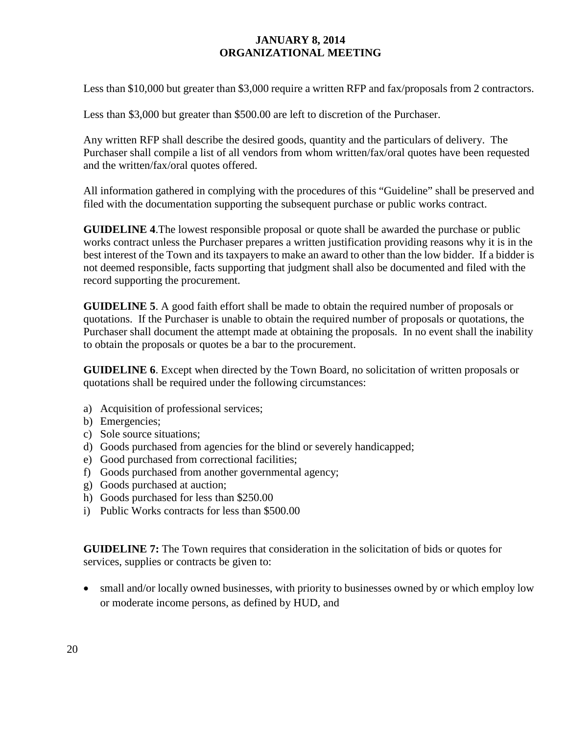Less than $10,000 but greater than $3,000 require a written RFP and fax/proposals from 2 contractors.

Less than $3,000 but greater than $500.00 are left to discretion of the Purchaser.

Any written RFP shall describe the desired goods, quantity and the particulars of delivery. The Purchaser shall compile a list of all vendors from whom written/fax/oral quotes have been requested and the written/fax/oral quotes offered.

All information gathered in complying with the procedures of this "Guideline" shall be preserved and filed with the documentation supporting the subsequent purchase or public works contract.

**GUIDELINE 4**.The lowest responsible proposal or quote shall be awarded the purchase or public works contract unless the Purchaser prepares a written justification providing reasons why it is in the best interest of the Town and its taxpayers to make an award to other than the low bidder. If a bidder is not deemed responsible, facts supporting that judgment shall also be documented and filed with the record supporting the procurement.

**GUIDELINE 5**. A good faith effort shall be made to obtain the required number of proposals or quotations. If the Purchaser is unable to obtain the required number of proposals or quotations, the Purchaser shall document the attempt made at obtaining the proposals. In no event shall the inability to obtain the proposals or quotes be a bar to the procurement.

**GUIDELINE 6**. Except when directed by the Town Board, no solicitation of written proposals or quotations shall be required under the following circumstances:

a) Acquisition of professional services;
b) Emergencies;
c) Sole source situations;
d) Goods purchased from agencies for the blind or severely handicapped;
e) Good purchased from correctional facilities;
f) Goods purchased from another governmental agency;
g) Goods purchased at auction;
h) Goods purchased for less than $250.00
i) Public Works contracts for less than $500.00

**GUIDELINE 7:** The Town requires that consideration in the solicitation of bids or quotes for services, supplies or contracts be given to:

- small and/or locally owned businesses, with priority to businesses owned by or which employ low or moderate income persons, as defined by HUD, and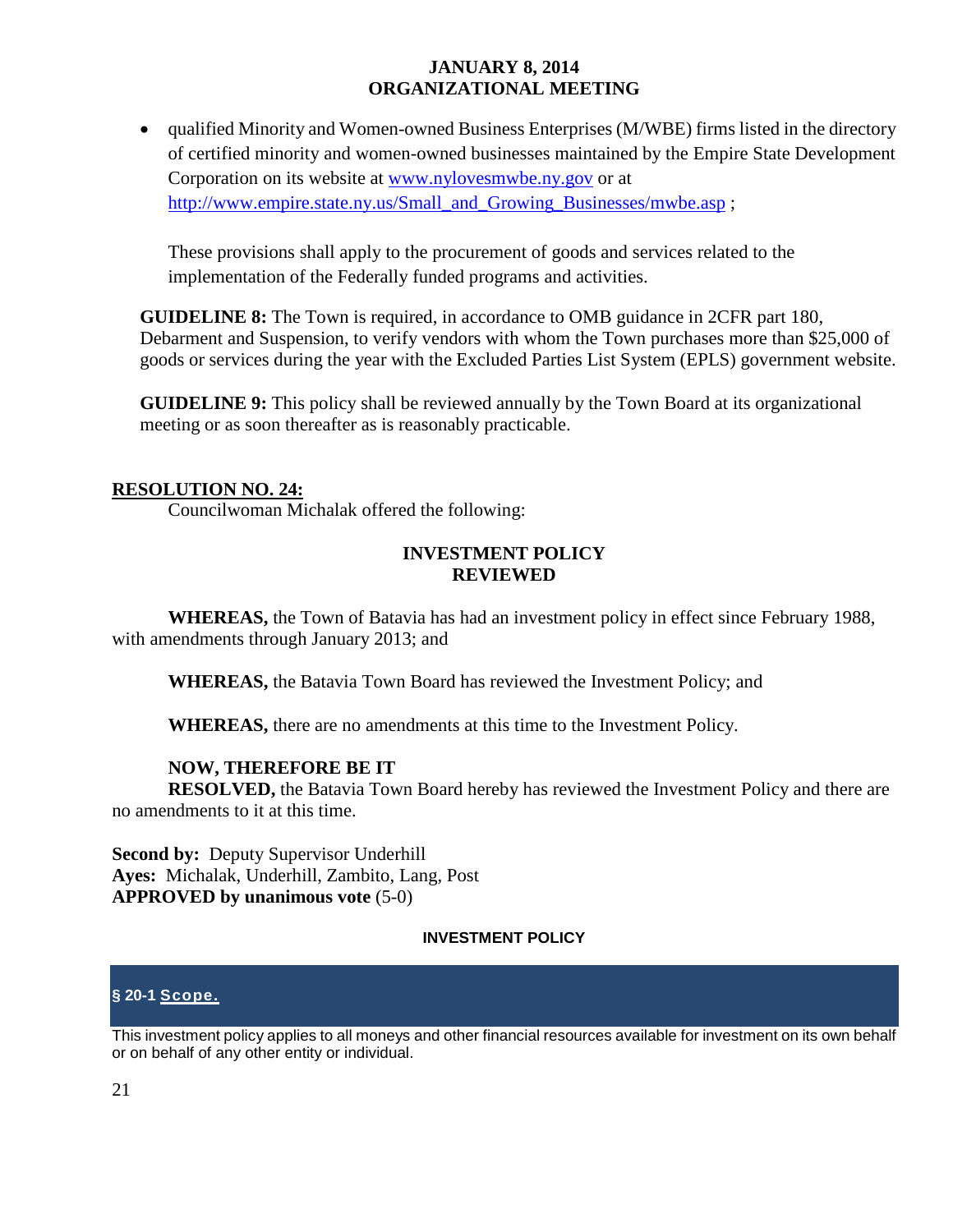- qualified Minority and Women-owned Business Enterprises (M/WBE) firms listed in the directory of certified minority and women-owned businesses maintained by the Empire State Development Corporation on its website at www.nylovesmwbe.ny.gov or at http://www.empire.state.ny.us/Small_and_Growing_Businesses/mwbe.asp ;

  These provisions shall apply to the procurement of goods and services related to the implementation of the Federally funded programs and activities.

**GUIDELINE 8:** The Town is required, in accordance to OMB guidance in 2CFR part 180, Debarment and Suspension, to verify vendors with whom the Town purchases more than $25,000 of goods or services during the year with the Excluded Parties List System (EPLS) government website.

**GUIDELINE 9:** This policy shall be reviewed annually by the Town Board at its organizational meeting or as soon thereafter as is reasonably practicable.

**RESOLUTION NO. 24:**

Councilwoman Michalak offered the following:

**INVESTMENT POLICY REVIEWED**

**WHEREAS,** the Town of Batavia has had an investment policy in effect since February 1988, with amendments through January 2013; and

**WHEREAS,** the Batavia Town Board has reviewed the Investment Policy; and

**WHEREAS,** there are no amendments at this time to the Investment Policy.

**NOW, THEREFORE BE IT**

**RESOLVED,** the Batavia Town Board hereby has reviewed the Investment Policy and there are no amendments to it at this time.

**Second by:** Deputy Supervisor Underhill
**Ayes:** Michalak, Underhill, Zambito, Lang, Post
**APPROVED by unanimous vote** (5-0)

**INVESTMENT POLICY**

### § 20-1 Scope.

This investment policy applies to all moneys and other financial resources available for investment on its own behalf or on behalf of any other entity or individual.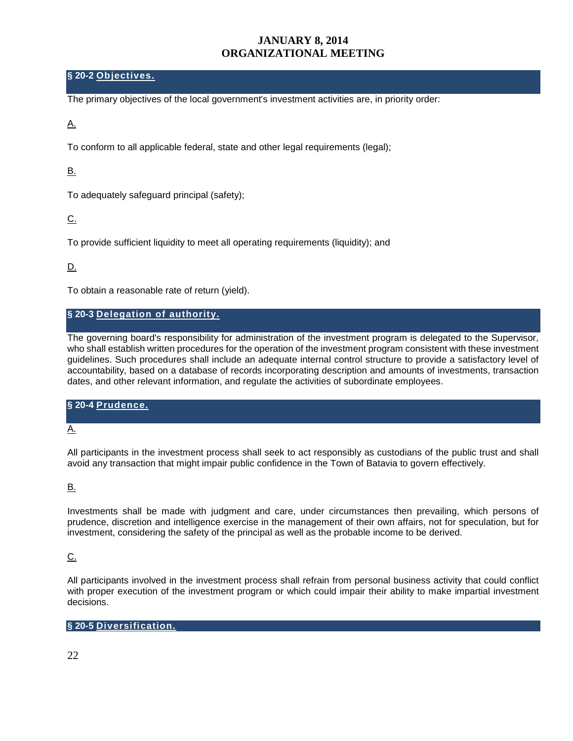## § 20-2 Objectives.

The primary objectives of the local government's investment activities are, in priority order:

A.

To conform to all applicable federal, state and other legal requirements (legal);

B.

To adequately safeguard principal (safety);

C.

To provide sufficient liquidity to meet all operating requirements (liquidity); and

D.

To obtain a reasonable rate of return (yield).

## § 20-3 Delegation of authority.

The governing board's responsibility for administration of the investment program is delegated to the Supervisor, who shall establish written procedures for the operation of the investment program consistent with these investment guidelines. Such procedures shall include an adequate internal control structure to provide a satisfactory level of accountability, based on a database of records incorporating description and amounts of investments, transaction dates, and other relevant information, and regulate the activities of subordinate employees.

## § 20-4 Prudence.

A.

All participants in the investment process shall seek to act responsibly as custodians of the public trust and shall avoid any transaction that might impair public confidence in the Town of Batavia to govern effectively.

B.

Investments shall be made with judgment and care, under circumstances then prevailing, which persons of prudence, discretion and intelligence exercise in the management of their own affairs, not for speculation, but for investment, considering the safety of the principal as well as the probable income to be derived.

C.

All participants involved in the investment process shall refrain from personal business activity that could conflict with proper execution of the investment program or which could impair their ability to make impartial investment decisions.

## § 20-5 Diversification.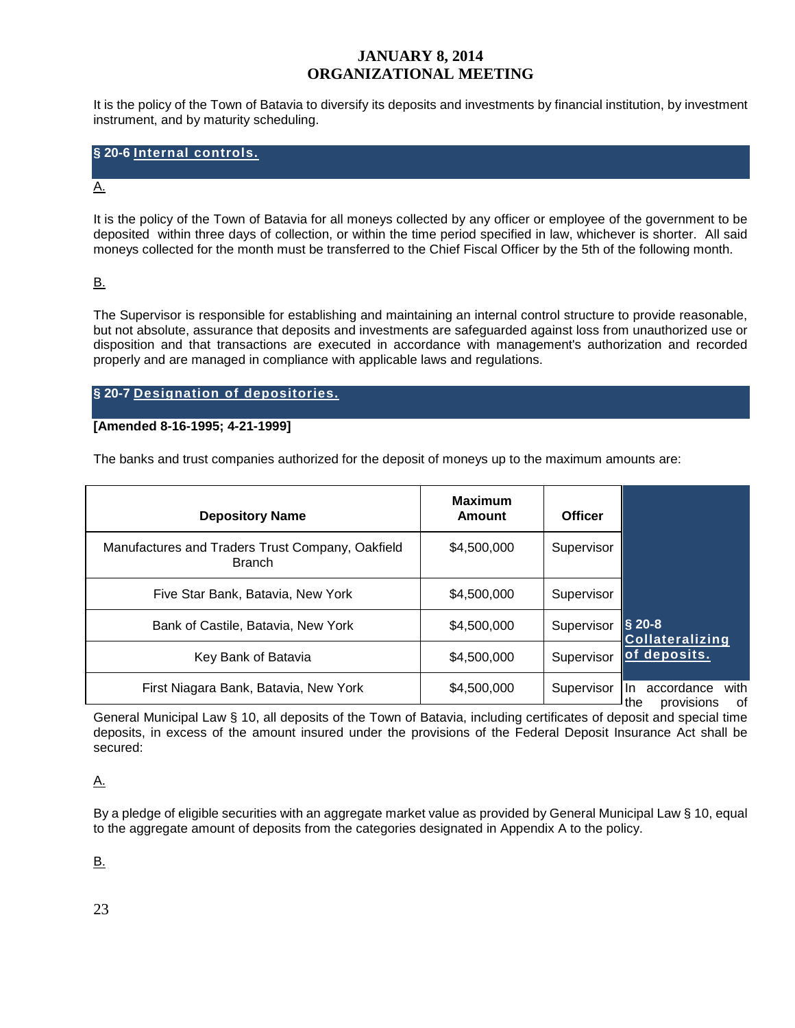It is the policy of the Town of Batavia to diversify its deposits and investments by financial institution, by investment instrument, and by maturity scheduling.

## § 20-6 Internal controls.

A.

It is the policy of the Town of Batavia for all moneys collected by any officer or employee of the government to be deposited within three days of collection, or within the time period specified in law, whichever is shorter. All said moneys collected for the month must be transferred to the Chief Fiscal Officer by the 5th of the following month.

B.

The Supervisor is responsible for establishing and maintaining an internal control structure to provide reasonable, but not absolute, assurance that deposits and investments are safeguarded against loss from unauthorized use or disposition and that transactions are executed in accordance with management's authorization and recorded properly and are managed in compliance with applicable laws and regulations.

## § 20-7 Designation of depositories.

**[Amended 8-16-1995; 4-21-1999]**

The banks and trust companies authorized for the deposit of moneys up to the maximum amounts are:

| Depository Name | Maximum Amount | Officer |
|---|---|---|
| Manufactures and Traders Trust Company, Oakfield Branch | $4,500,000 | Supervisor |
| Five Star Bank, Batavia, New York | $4,500,000 | Supervisor |
| Bank of Castile, Batavia, New York | $4,500,000 | Supervisor |
| Key Bank of Batavia | $4,500,000 | Supervisor |
| First Niagara Bank, Batavia, New York | $4,500,000 | Supervisor |

## § 20-8 Collateralizing of deposits.

In accordance with the provisions of General Municipal Law § 10, all deposits of the Town of Batavia, including certificates of deposit and special time deposits, in excess of the amount insured under the provisions of the Federal Deposit Insurance Act shall be secured:

A.

By a pledge of eligible securities with an aggregate market value as provided by General Municipal Law § 10, equal to the aggregate amount of deposits from the categories designated in Appendix A to the policy.

B.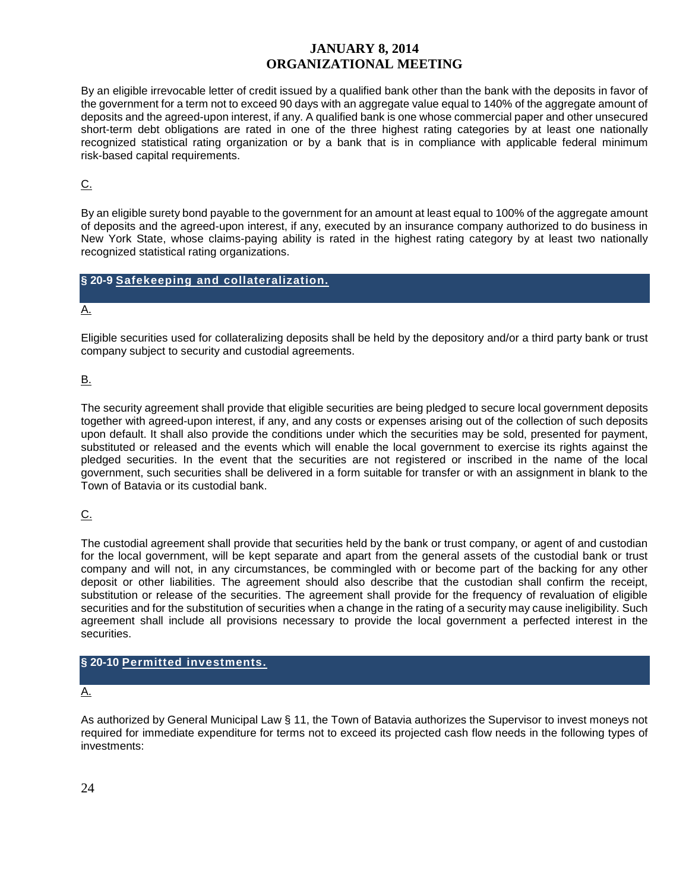By an eligible irrevocable letter of credit issued by a qualified bank other than the bank with the deposits in favor of the government for a term not to exceed 90 days with an aggregate value equal to 140% of the aggregate amount of deposits and the agreed-upon interest, if any. A qualified bank is one whose commercial paper and other unsecured short-term debt obligations are rated in one of the three highest rating categories by at least one nationally recognized statistical rating organization or by a bank that is in compliance with applicable federal minimum risk-based capital requirements.

C.

By an eligible surety bond payable to the government for an amount at least equal to 100% of the aggregate amount of deposits and the agreed-upon interest, if any, executed by an insurance company authorized to do business in New York State, whose claims-paying ability is rated in the highest rating category by at least two nationally recognized statistical rating organizations.

## § 20-9 Safekeeping and collateralization.

A.

Eligible securities used for collateralizing deposits shall be held by the depository and/or a third party bank or trust company subject to security and custodial agreements.

B.

The security agreement shall provide that eligible securities are being pledged to secure local government deposits together with agreed-upon interest, if any, and any costs or expenses arising out of the collection of such deposits upon default. It shall also provide the conditions under which the securities may be sold, presented for payment, substituted or released and the events which will enable the local government to exercise its rights against the pledged securities. In the event that the securities are not registered or inscribed in the name of the local government, such securities shall be delivered in a form suitable for transfer or with an assignment in blank to the Town of Batavia or its custodial bank.

C.

The custodial agreement shall provide that securities held by the bank or trust company, or agent of and custodian for the local government, will be kept separate and apart from the general assets of the custodial bank or trust company and will not, in any circumstances, be commingled with or become part of the backing for any other deposit or other liabilities. The agreement should also describe that the custodian shall confirm the receipt, substitution or release of the securities. The agreement shall provide for the frequency of revaluation of eligible securities and for the substitution of securities when a change in the rating of a security may cause ineligibility. Such agreement shall include all provisions necessary to provide the local government a perfected interest in the securities.

## § 20-10 Permitted investments.

A.

As authorized by General Municipal Law § 11, the Town of Batavia authorizes the Supervisor to invest moneys not required for immediate expenditure for terms not to exceed its projected cash flow needs in the following types of investments: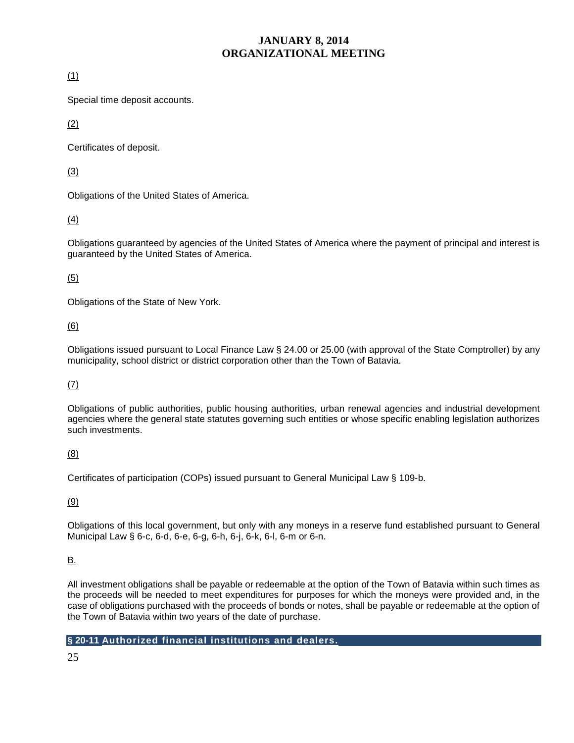(1)

Special time deposit accounts.

(2)

Certificates of deposit.

(3)

Obligations of the United States of America.

(4)

Obligations guaranteed by agencies of the United States of America where the payment of principal and interest is guaranteed by the United States of America.

(5)

Obligations of the State of New York.

(6)

Obligations issued pursuant to Local Finance Law § 24.00 or 25.00 (with approval of the State Comptroller) by any municipality, school district or district corporation other than the Town of Batavia.

(7)

Obligations of public authorities, public housing authorities, urban renewal agencies and industrial development agencies where the general state statutes governing such entities or whose specific enabling legislation authorizes such investments.

(8)

Certificates of participation (COPs) issued pursuant to General Municipal Law § 109-b.

(9)

Obligations of this local government, but only with any moneys in a reserve fund established pursuant to General Municipal Law § 6-c, 6-d, 6-e, 6-g, 6-h, 6-j, 6-k, 6-l, 6-m or 6-n.

B.

All investment obligations shall be payable or redeemable at the option of the Town of Batavia within such times as the proceeds will be needed to meet expenditures for purposes for which the moneys were provided and, in the case of obligations purchased with the proceeds of bonds or notes, shall be payable or redeemable at the option of the Town of Batavia within two years of the date of purchase.

## § 20-11 Authorized financial institutions and dealers.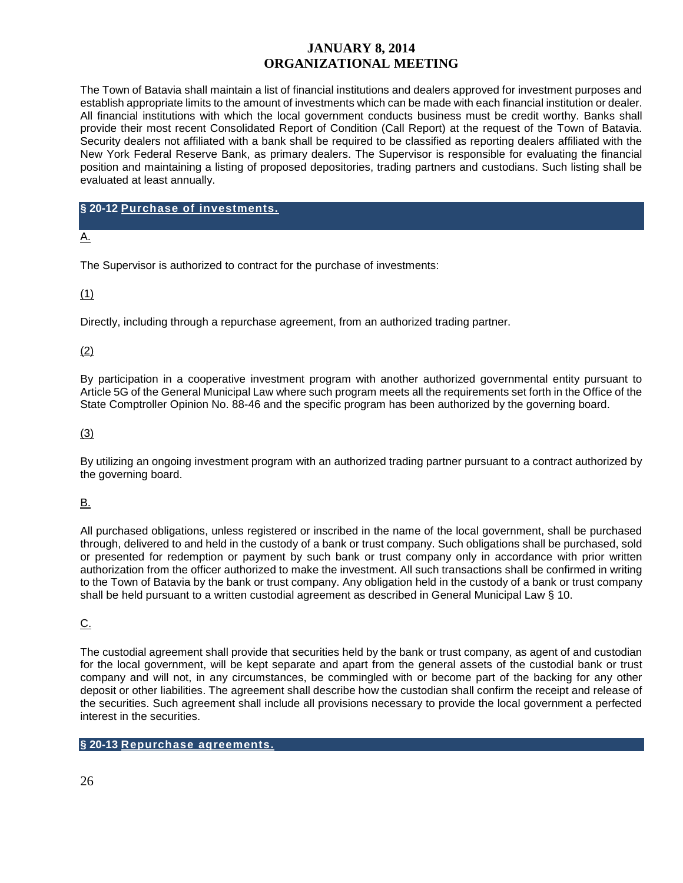The Town of Batavia shall maintain a list of financial institutions and dealers approved for investment purposes and establish appropriate limits to the amount of investments which can be made with each financial institution or dealer. All financial institutions with which the local government conducts business must be credit worthy. Banks shall provide their most recent Consolidated Report of Condition (Call Report) at the request of the Town of Batavia. Security dealers not affiliated with a bank shall be required to be classified as reporting dealers affiliated with the New York Federal Reserve Bank, as primary dealers. The Supervisor is responsible for evaluating the financial position and maintaining a listing of proposed depositories, trading partners and custodians. Such listing shall be evaluated at least annually.

## § 20-12 Purchase of investments.

A.

The Supervisor is authorized to contract for the purchase of investments:

(1)

Directly, including through a repurchase agreement, from an authorized trading partner.

(2)

By participation in a cooperative investment program with another authorized governmental entity pursuant to Article 5G of the General Municipal Law where such program meets all the requirements set forth in the Office of the State Comptroller Opinion No. 88-46 and the specific program has been authorized by the governing board.

(3)

By utilizing an ongoing investment program with an authorized trading partner pursuant to a contract authorized by the governing board.

B.

All purchased obligations, unless registered or inscribed in the name of the local government, shall be purchased through, delivered to and held in the custody of a bank or trust company. Such obligations shall be purchased, sold or presented for redemption or payment by such bank or trust company only in accordance with prior written authorization from the officer authorized to make the investment. All such transactions shall be confirmed in writing to the Town of Batavia by the bank or trust company. Any obligation held in the custody of a bank or trust company shall be held pursuant to a written custodial agreement as described in General Municipal Law § 10.

C.

The custodial agreement shall provide that securities held by the bank or trust company, as agent of and custodian for the local government, will be kept separate and apart from the general assets of the custodial bank or trust company and will not, in any circumstances, be commingled with or become part of the backing for any other deposit or other liabilities. The agreement shall describe how the custodian shall confirm the receipt and release of the securities. Such agreement shall include all provisions necessary to provide the local government a perfected interest in the securities.

## § 20-13 Repurchase agreements.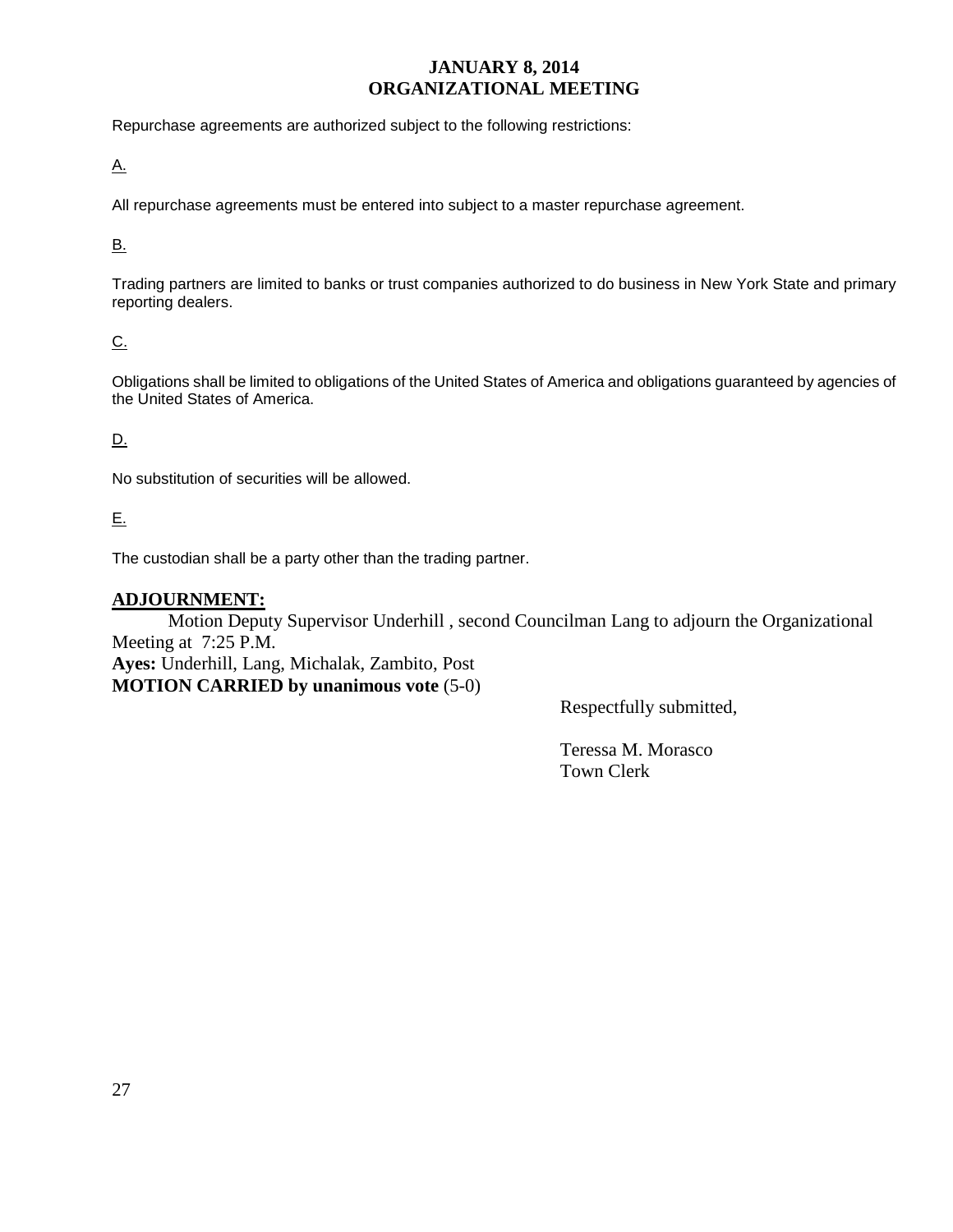Repurchase agreements are authorized subject to the following restrictions:

A.

All repurchase agreements must be entered into subject to a master repurchase agreement.

B.

Trading partners are limited to banks or trust companies authorized to do business in New York State and primary reporting dealers.

C.

Obligations shall be limited to obligations of the United States of America and obligations guaranteed by agencies of the United States of America.

D.

No substitution of securities will be allowed.

E.

The custodian shall be a party other than the trading partner.

## ADJOURNMENT:

Motion Deputy Supervisor Underhill , second Councilman Lang to adjourn the Organizational Meeting at 7:25 P.M.

**Ayes:** Underhill, Lang, Michalak, Zambito, Post

**MOTION CARRIED by unanimous vote** (5-0)

Respectfully submitted,

Teressa M. Morasco
Town Clerk